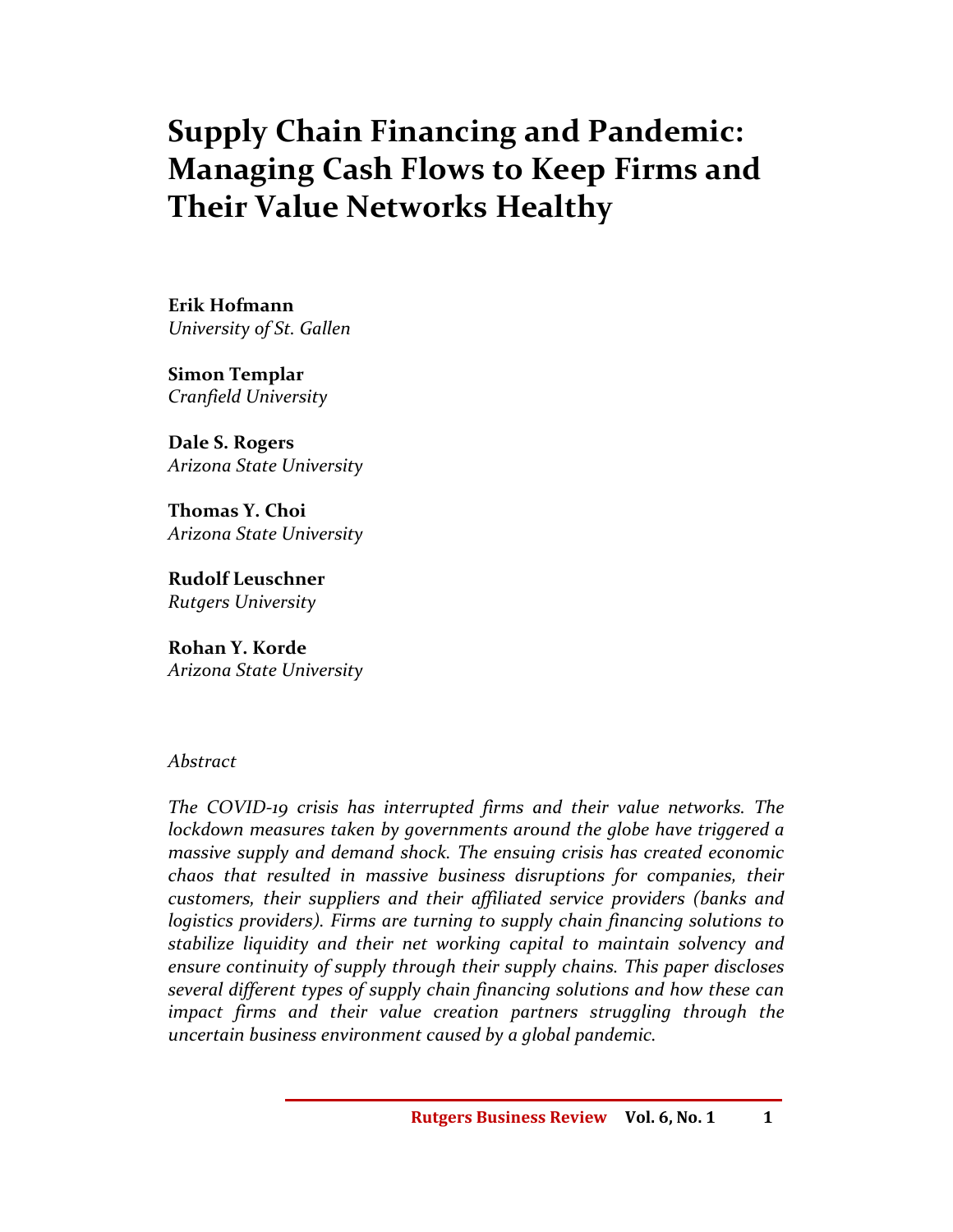# Supply Chain Financing and Pandemic: Managing Cash Flows to Keep Firms and Their Value Networks Healthy

**Erik Hofmann**
*University of St. Gallen*

**Simon Templar**
*Cranfield University*

**Dale S. Rogers**
*Arizona State University*

**Thomas Y. Choi**
*Arizona State University*

**Rudolf Leuschner**
*Rutgers University*

**Rohan Y. Korde**
*Arizona State University*

*Abstract*

*The COVID-19 crisis has interrupted firms and their value networks. The lockdown measures taken by governments around the globe have triggered a massive supply and demand shock. The ensuing crisis has created economic chaos that resulted in massive business disruptions for companies, their customers, their suppliers and their affiliated service providers (banks and logistics providers). Firms are turning to supply chain financing solutions to stabilize liquidity and their net working capital to maintain solvency and ensure continuity of supply through their supply chains. This paper discloses several different types of supply chain financing solutions and how these can impact firms and their value creation partners struggling through the uncertain business environment caused by a global pandemic.*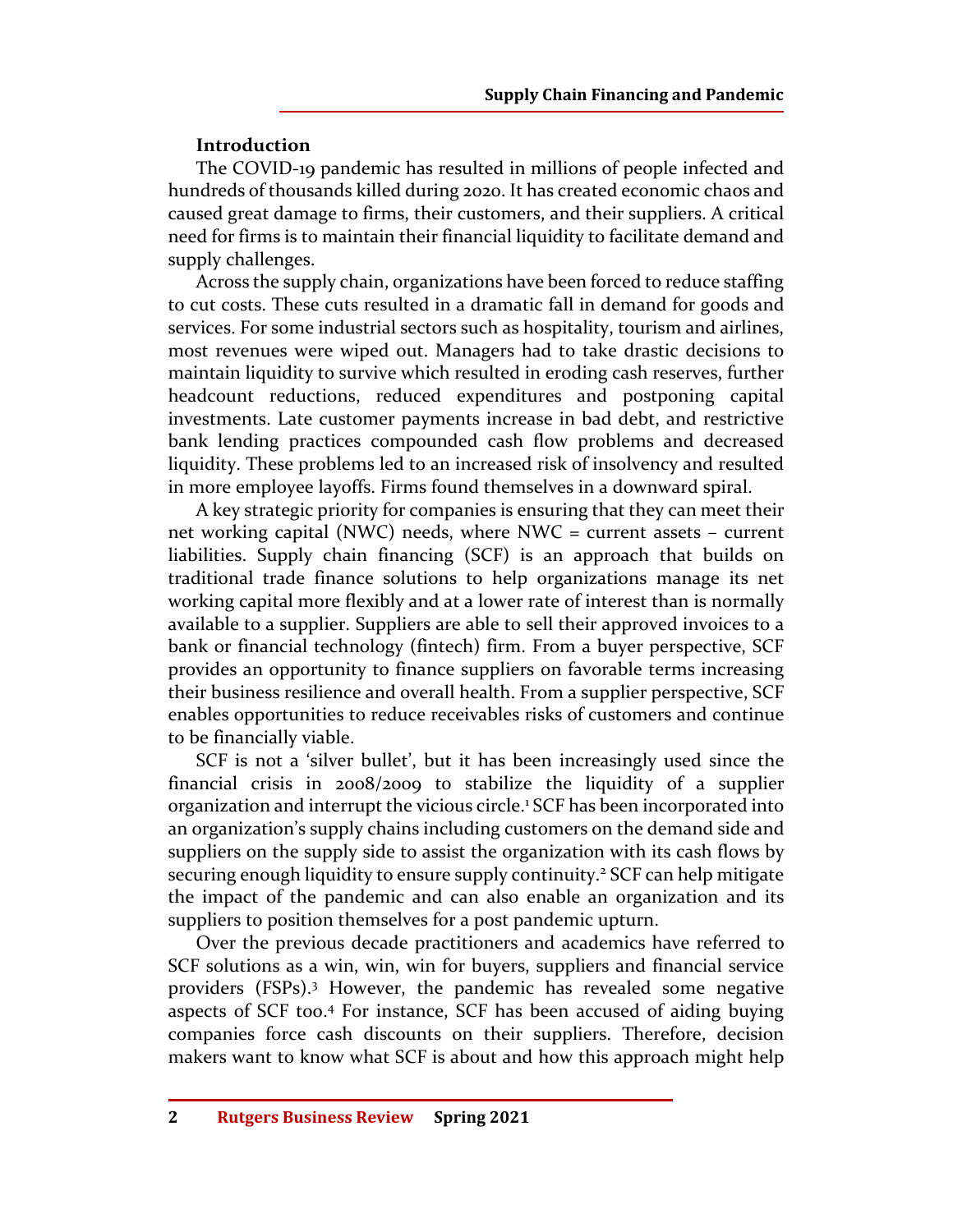### Introduction

The COVID-19 pandemic has resulted in millions of people infected and hundreds of thousands killed during 2020. It has created economic chaos and caused great damage to firms, their customers, and their suppliers. A critical need for firms is to maintain their financial liquidity to facilitate demand and supply challenges.

Across the supply chain, organizations have been forced to reduce staffing to cut costs. These cuts resulted in a dramatic fall in demand for goods and services. For some industrial sectors such as hospitality, tourism and airlines, most revenues were wiped out. Managers had to take drastic decisions to maintain liquidity to survive which resulted in eroding cash reserves, further headcount reductions, reduced expenditures and postponing capital investments. Late customer payments increase in bad debt, and restrictive bank lending practices compounded cash flow problems and decreased liquidity. These problems led to an increased risk of insolvency and resulted in more employee layoffs. Firms found themselves in a downward spiral.

A key strategic priority for companies is ensuring that they can meet their net working capital (NWC) needs, where NWC = current assets – current liabilities. Supply chain financing (SCF) is an approach that builds on traditional trade finance solutions to help organizations manage its net working capital more flexibly and at a lower rate of interest than is normally available to a supplier. Suppliers are able to sell their approved invoices to a bank or financial technology (fintech) firm. From a buyer perspective, SCF provides an opportunity to finance suppliers on favorable terms increasing their business resilience and overall health. From a supplier perspective, SCF enables opportunities to reduce receivables risks of customers and continue to be financially viable.

SCF is not a 'silver bullet', but it has been increasingly used since the financial crisis in 2008/2009 to stabilize the liquidity of a supplier organization and interrupt the vicious circle.[1] SCF has been incorporated into an organization's supply chains including customers on the demand side and suppliers on the supply side to assist the organization with its cash flows by securing enough liquidity to ensure supply continuity.[2] SCF can help mitigate the impact of the pandemic and can also enable an organization and its suppliers to position themselves for a post pandemic upturn.

Over the previous decade practitioners and academics have referred to SCF solutions as a win, win, win for buyers, suppliers and financial service providers (FSPs).[3] However, the pandemic has revealed some negative aspects of SCF too.[4] For instance, SCF has been accused of aiding buying companies force cash discounts on their suppliers. Therefore, decision makers want to know what SCF is about and how this approach might help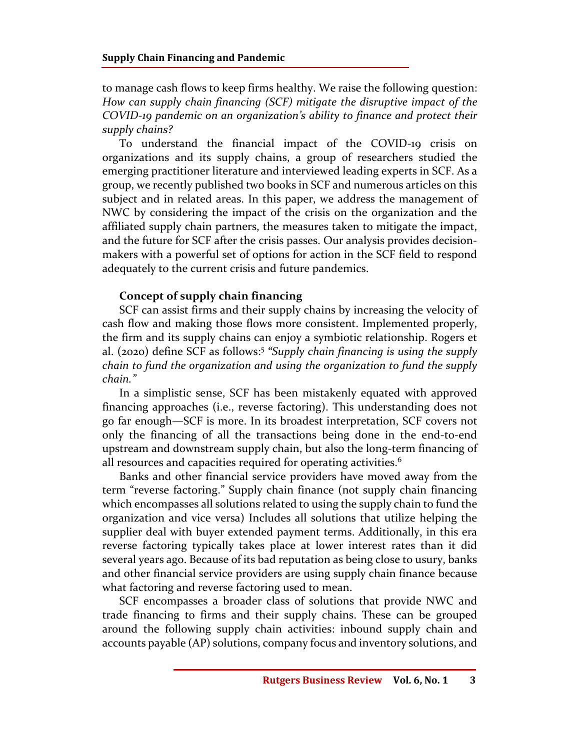to manage cash flows to keep firms healthy. We raise the following question: *How can supply chain financing (SCF) mitigate the disruptive impact of the COVID-19 pandemic on an organization's ability to finance and protect their supply chains?*

To understand the financial impact of the COVID-19 crisis on organizations and its supply chains, a group of researchers studied the emerging practitioner literature and interviewed leading experts in SCF. As a group, we recently published two books in SCF and numerous articles on this subject and in related areas. In this paper, we address the management of NWC by considering the impact of the crisis on the organization and the affiliated supply chain partners, the measures taken to mitigate the impact, and the future for SCF after the crisis passes. Our analysis provides decision-makers with a powerful set of options for action in the SCF field to respond adequately to the current crisis and future pandemics.

### Concept of supply chain financing

SCF can assist firms and their supply chains by increasing the velocity of cash flow and making those flows more consistent. Implemented properly, the firm and its supply chains can enjoy a symbiotic relationship. Rogers et al. (2020) define SCF as follows:[5] *"Supply chain financing is using the supply chain to fund the organization and using the organization to fund the supply chain."*

In a simplistic sense, SCF has been mistakenly equated with approved financing approaches (i.e., reverse factoring). This understanding does not go far enough—SCF is more. In its broadest interpretation, SCF covers not only the financing of all the transactions being done in the end-to-end upstream and downstream supply chain, but also the long-term financing of all resources and capacities required for operating activities.[6]

Banks and other financial service providers have moved away from the term "reverse factoring." Supply chain finance (not supply chain financing which encompasses all solutions related to using the supply chain to fund the organization and vice versa) Includes all solutions that utilize helping the supplier deal with buyer extended payment terms. Additionally, in this era reverse factoring typically takes place at lower interest rates than it did several years ago. Because of its bad reputation as being close to usury, banks and other financial service providers are using supply chain finance because what factoring and reverse factoring used to mean.

SCF encompasses a broader class of solutions that provide NWC and trade financing to firms and their supply chains. These can be grouped around the following supply chain activities: inbound supply chain and accounts payable (AP) solutions, company focus and inventory solutions, and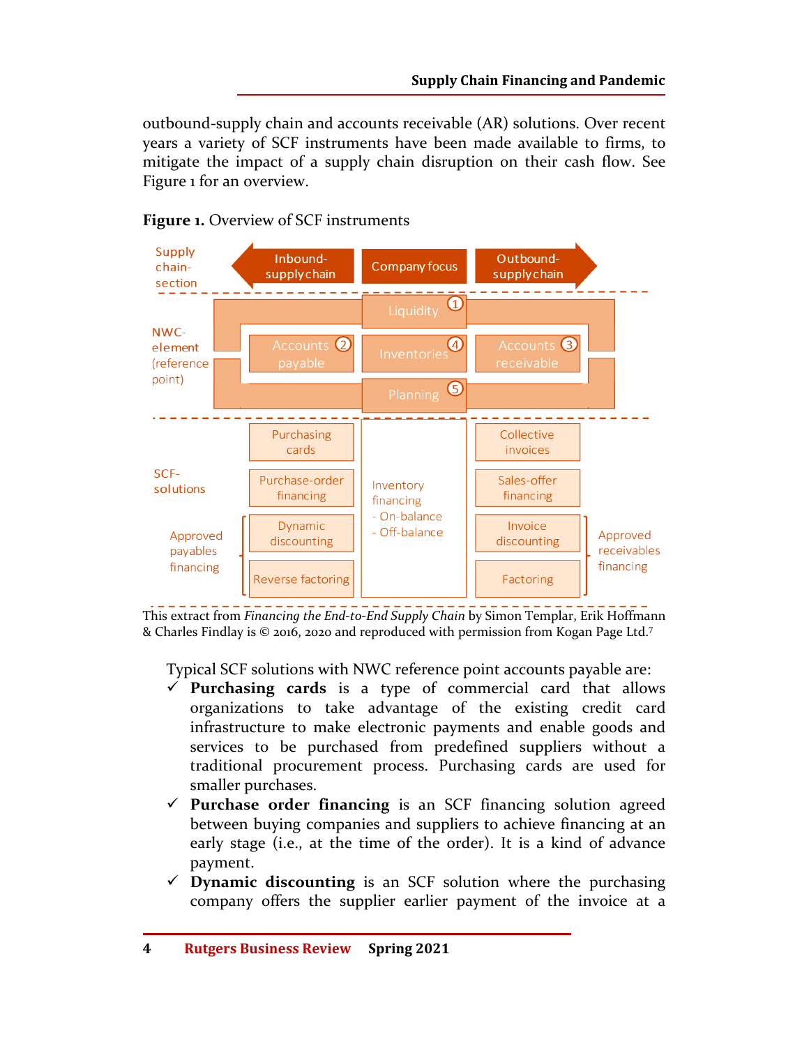outbound-supply chain and accounts receivable (AR) solutions. Over recent years a variety of SCF instruments have been made available to firms, to mitigate the impact of a supply chain disruption on their cash flow. See Figure 1 for an overview.

**Figure 1.** Overview of SCF instruments

| Supply chain section | Inbound-supply chain | Company focus | Outbound-supply chain | |
|---|---|---|---|---|
| NWC-element (reference point) | Accounts payable (2) | Liquidity (1), Inventories (4), Planning (5) | Accounts receivable (3) | |
| SCF-solutions | Purchasing cards | Inventory financing - On-balance - Off-balance | Collective invoices | |
| | Purchase-order financing | | Sales-offer financing | |
| Approved payables financing | Dynamic discounting | | Invoice discounting | Approved receivables financing |
| Approved payables financing | Reverse factoring | | Factoring | Approved receivables financing |

This extract from *Financing the End-to-End Supply Chain* by Simon Templar, Erik Hoffmann & Charles Findlay is © 2016, 2020 and reproduced with permission from Kogan Page Ltd.[7]

Typical SCF solutions with NWC reference point accounts payable are:

- ✓ **Purchasing cards** is a type of commercial card that allows organizations to take advantage of the existing credit card infrastructure to make electronic payments and enable goods and services to be purchased from predefined suppliers without a traditional procurement process. Purchasing cards are used for smaller purchases.
- ✓ **Purchase order financing** is an SCF financing solution agreed between buying companies and suppliers to achieve financing at an early stage (i.e., at the time of the order). It is a kind of advance payment.
- ✓ **Dynamic discounting** is an SCF solution where the purchasing company offers the supplier earlier payment of the invoice at a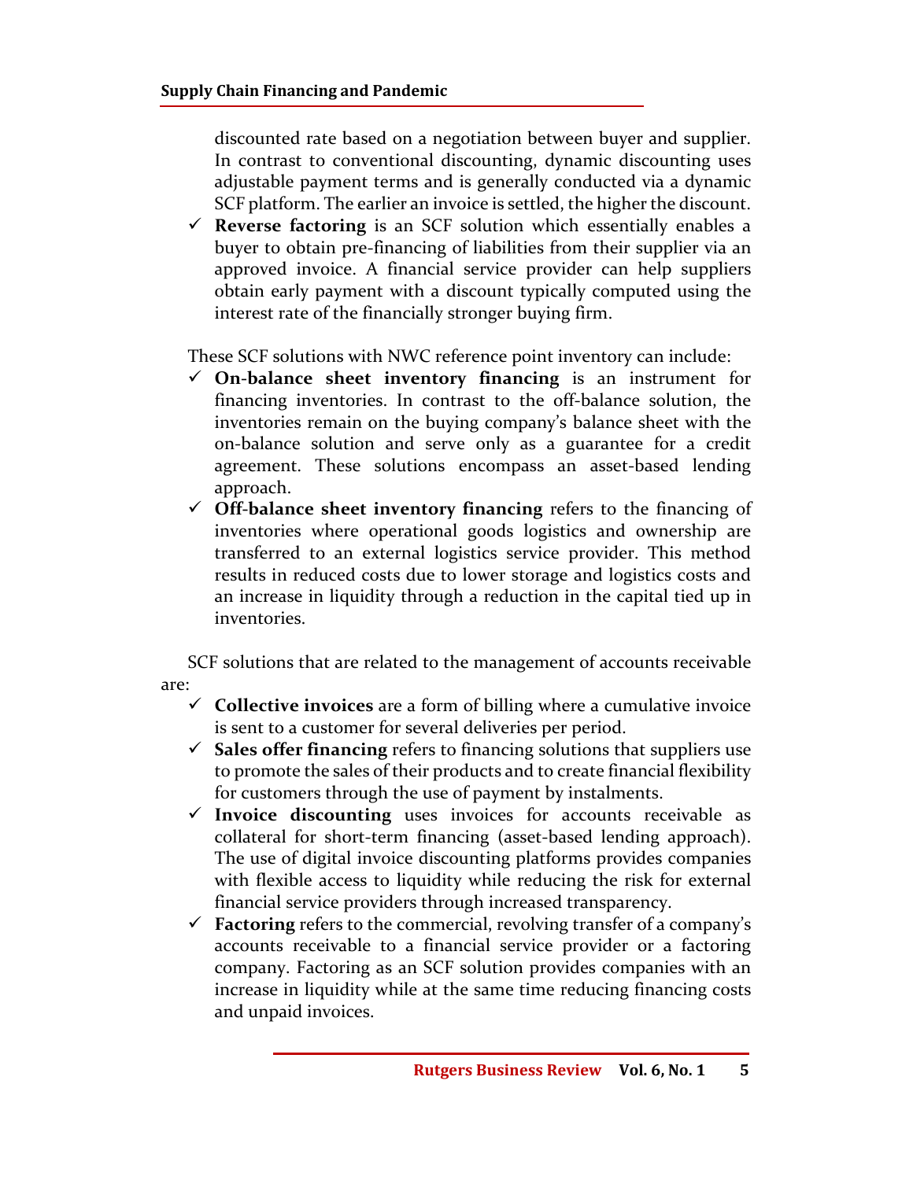discounted rate based on a negotiation between buyer and supplier. In contrast to conventional discounting, dynamic discounting uses adjustable payment terms and is generally conducted via a dynamic SCF platform. The earlier an invoice is settled, the higher the discount.

- ✓ **Reverse factoring** is an SCF solution which essentially enables a buyer to obtain pre-financing of liabilities from their supplier via an approved invoice. A financial service provider can help suppliers obtain early payment with a discount typically computed using the interest rate of the financially stronger buying firm.

These SCF solutions with NWC reference point inventory can include:

- ✓ **On-balance sheet inventory financing** is an instrument for financing inventories. In contrast to the off-balance solution, the inventories remain on the buying company's balance sheet with the on-balance solution and serve only as a guarantee for a credit agreement. These solutions encompass an asset-based lending approach.
- ✓ **Off-balance sheet inventory financing** refers to the financing of inventories where operational goods logistics and ownership are transferred to an external logistics service provider. This method results in reduced costs due to lower storage and logistics costs and an increase in liquidity through a reduction in the capital tied up in inventories.

SCF solutions that are related to the management of accounts receivable are:

- ✓ **Collective invoices** are a form of billing where a cumulative invoice is sent to a customer for several deliveries per period.
- ✓ **Sales offer financing** refers to financing solutions that suppliers use to promote the sales of their products and to create financial flexibility for customers through the use of payment by instalments.
- ✓ **Invoice discounting** uses invoices for accounts receivable as collateral for short-term financing (asset-based lending approach). The use of digital invoice discounting platforms provides companies with flexible access to liquidity while reducing the risk for external financial service providers through increased transparency.
- ✓ **Factoring** refers to the commercial, revolving transfer of a company's accounts receivable to a financial service provider or a factoring company. Factoring as an SCF solution provides companies with an increase in liquidity while at the same time reducing financing costs and unpaid invoices.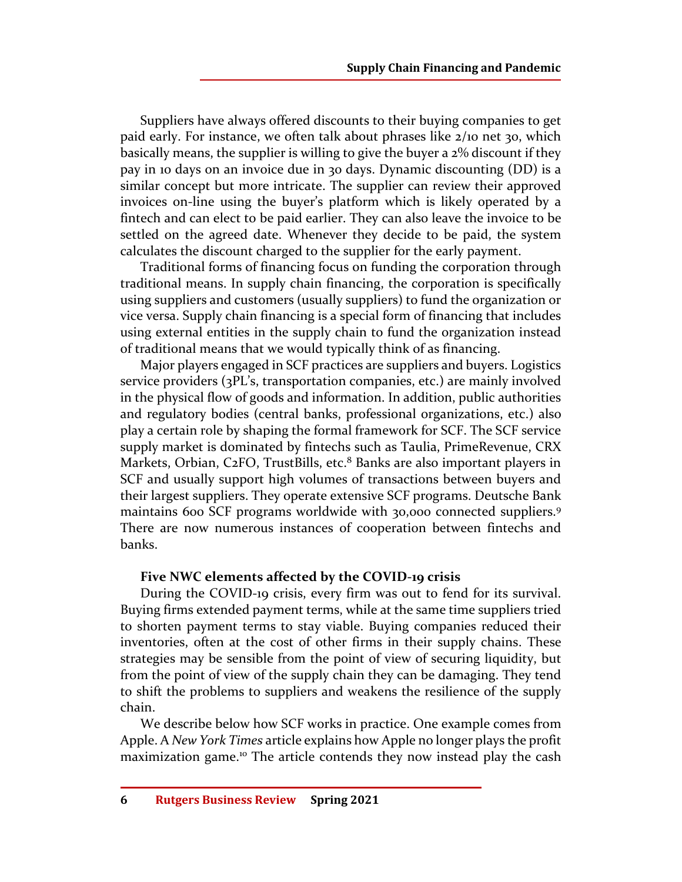Suppliers have always offered discounts to their buying companies to get paid early. For instance, we often talk about phrases like 2/10 net 30, which basically means, the supplier is willing to give the buyer a 2% discount if they pay in 10 days on an invoice due in 30 days. Dynamic discounting (DD) is a similar concept but more intricate. The supplier can review their approved invoices on-line using the buyer's platform which is likely operated by a fintech and can elect to be paid earlier. They can also leave the invoice to be settled on the agreed date. Whenever they decide to be paid, the system calculates the discount charged to the supplier for the early payment.

Traditional forms of financing focus on funding the corporation through traditional means. In supply chain financing, the corporation is specifically using suppliers and customers (usually suppliers) to fund the organization or vice versa. Supply chain financing is a special form of financing that includes using external entities in the supply chain to fund the organization instead of traditional means that we would typically think of as financing.

Major players engaged in SCF practices are suppliers and buyers. Logistics service providers (3PL's, transportation companies, etc.) are mainly involved in the physical flow of goods and information. In addition, public authorities and regulatory bodies (central banks, professional organizations, etc.) also play a certain role by shaping the formal framework for SCF. The SCF service supply market is dominated by fintechs such as Taulia, PrimeRevenue, CRX Markets, Orbian, C2FO, TrustBills, etc.[8] Banks are also important players in SCF and usually support high volumes of transactions between buyers and their largest suppliers. They operate extensive SCF programs. Deutsche Bank maintains 600 SCF programs worldwide with 30,000 connected suppliers.[9] There are now numerous instances of cooperation between fintechs and banks.

### Five NWC elements affected by the COVID-19 crisis

During the COVID-19 crisis, every firm was out to fend for its survival. Buying firms extended payment terms, while at the same time suppliers tried to shorten payment terms to stay viable. Buying companies reduced their inventories, often at the cost of other firms in their supply chains. These strategies may be sensible from the point of view of securing liquidity, but from the point of view of the supply chain they can be damaging. They tend to shift the problems to suppliers and weakens the resilience of the supply chain.

We describe below how SCF works in practice. One example comes from Apple. A *New York Times* article explains how Apple no longer plays the profit maximization game.[10] The article contends they now instead play the cash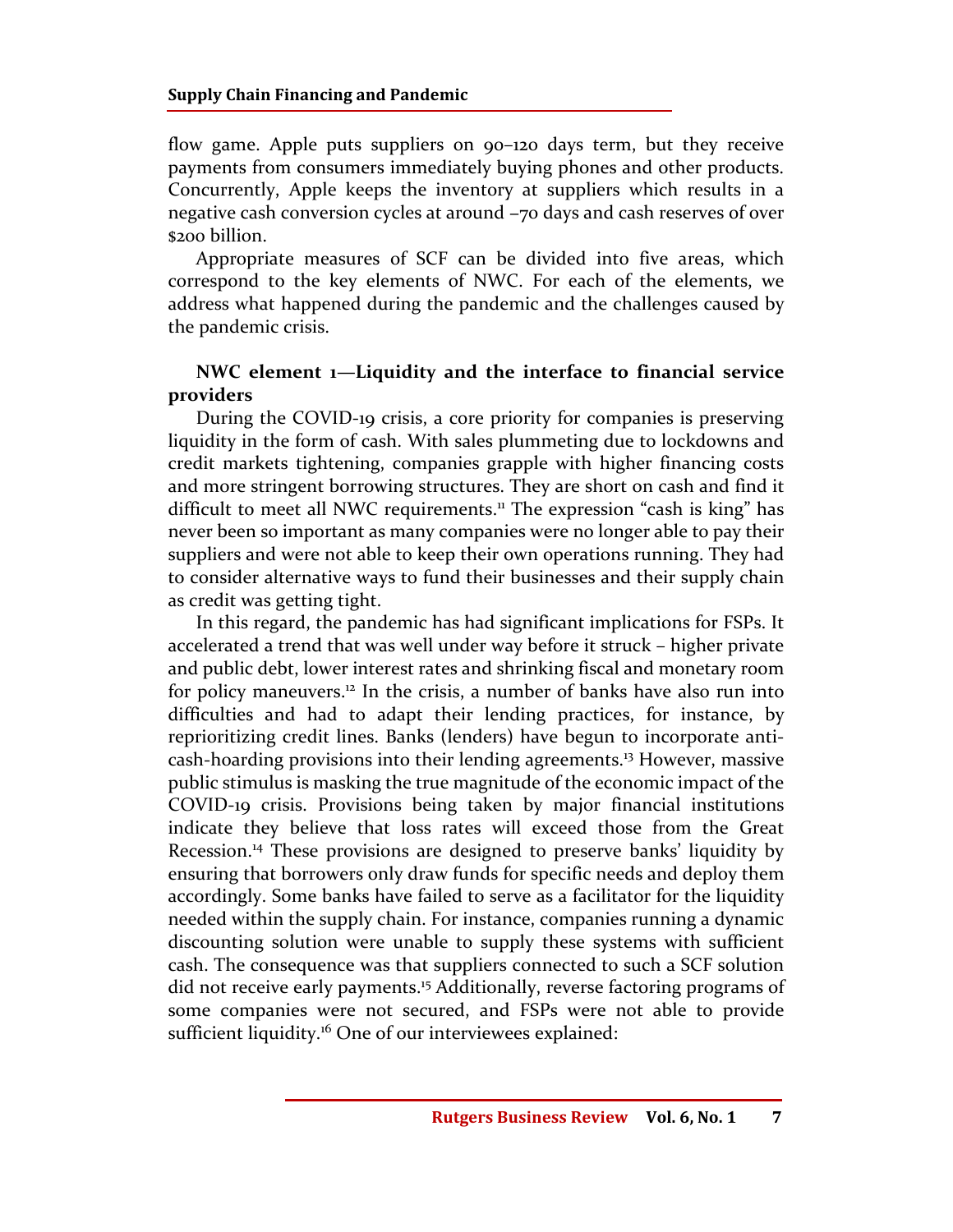flow game. Apple puts suppliers on 90–120 days term, but they receive payments from consumers immediately buying phones and other products. Concurrently, Apple keeps the inventory at suppliers which results in a negative cash conversion cycles at around –70 days and cash reserves of over $200 billion.

Appropriate measures of SCF can be divided into five areas, which correspond to the key elements of NWC. For each of the elements, we address what happened during the pandemic and the challenges caused by the pandemic crisis.

**NWC element 1—Liquidity and the interface to financial service providers**

During the COVID-19 crisis, a core priority for companies is preserving liquidity in the form of cash. With sales plummeting due to lockdowns and credit markets tightening, companies grapple with higher financing costs and more stringent borrowing structures. They are short on cash and find it difficult to meet all NWC requirements.[11] The expression "cash is king" has never been so important as many companies were no longer able to pay their suppliers and were not able to keep their own operations running. They had to consider alternative ways to fund their businesses and their supply chain as credit was getting tight.

In this regard, the pandemic has had significant implications for FSPs. It accelerated a trend that was well under way before it struck – higher private and public debt, lower interest rates and shrinking fiscal and monetary room for policy maneuvers.[12] In the crisis, a number of banks have also run into difficulties and had to adapt their lending practices, for instance, by reprioritizing credit lines. Banks (lenders) have begun to incorporate anti-cash-hoarding provisions into their lending agreements.[13] However, massive public stimulus is masking the true magnitude of the economic impact of the COVID-19 crisis. Provisions being taken by major financial institutions indicate they believe that loss rates will exceed those from the Great Recession.[14] These provisions are designed to preserve banks' liquidity by ensuring that borrowers only draw funds for specific needs and deploy them accordingly. Some banks have failed to serve as a facilitator for the liquidity needed within the supply chain. For instance, companies running a dynamic discounting solution were unable to supply these systems with sufficient cash. The consequence was that suppliers connected to such a SCF solution did not receive early payments.[15] Additionally, reverse factoring programs of some companies were not secured, and FSPs were not able to provide sufficient liquidity.[16] One of our interviewees explained: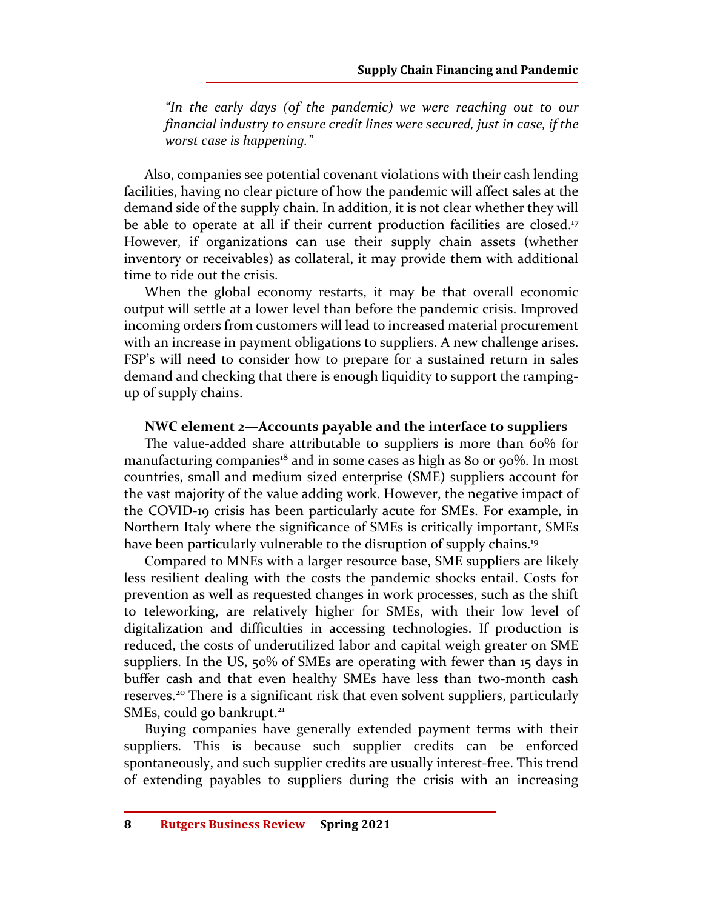*"In the early days (of the pandemic) we were reaching out to our financial industry to ensure credit lines were secured, just in case, if the worst case is happening."*

Also, companies see potential covenant violations with their cash lending facilities, having no clear picture of how the pandemic will affect sales at the demand side of the supply chain. In addition, it is not clear whether they will be able to operate at all if their current production facilities are closed.[17] However, if organizations can use their supply chain assets (whether inventory or receivables) as collateral, it may provide them with additional time to ride out the crisis.

When the global economy restarts, it may be that overall economic output will settle at a lower level than before the pandemic crisis. Improved incoming orders from customers will lead to increased material procurement with an increase in payment obligations to suppliers. A new challenge arises. FSP's will need to consider how to prepare for a sustained return in sales demand and checking that there is enough liquidity to support the ramping-up of supply chains.

**NWC element 2—Accounts payable and the interface to suppliers**

The value-added share attributable to suppliers is more than 60% for manufacturing companies[18] and in some cases as high as 80 or 90%. In most countries, small and medium sized enterprise (SME) suppliers account for the vast majority of the value adding work. However, the negative impact of the COVID-19 crisis has been particularly acute for SMEs. For example, in Northern Italy where the significance of SMEs is critically important, SMEs have been particularly vulnerable to the disruption of supply chains.[19]

Compared to MNEs with a larger resource base, SME suppliers are likely less resilient dealing with the costs the pandemic shocks entail. Costs for prevention as well as requested changes in work processes, such as the shift to teleworking, are relatively higher for SMEs, with their low level of digitalization and difficulties in accessing technologies. If production is reduced, the costs of underutilized labor and capital weigh greater on SME suppliers. In the US, 50% of SMEs are operating with fewer than 15 days in buffer cash and that even healthy SMEs have less than two-month cash reserves.[20] There is a significant risk that even solvent suppliers, particularly SMEs, could go bankrupt.[21]

Buying companies have generally extended payment terms with their suppliers. This is because such supplier credits can be enforced spontaneously, and such supplier credits are usually interest-free. This trend of extending payables to suppliers during the crisis with an increasing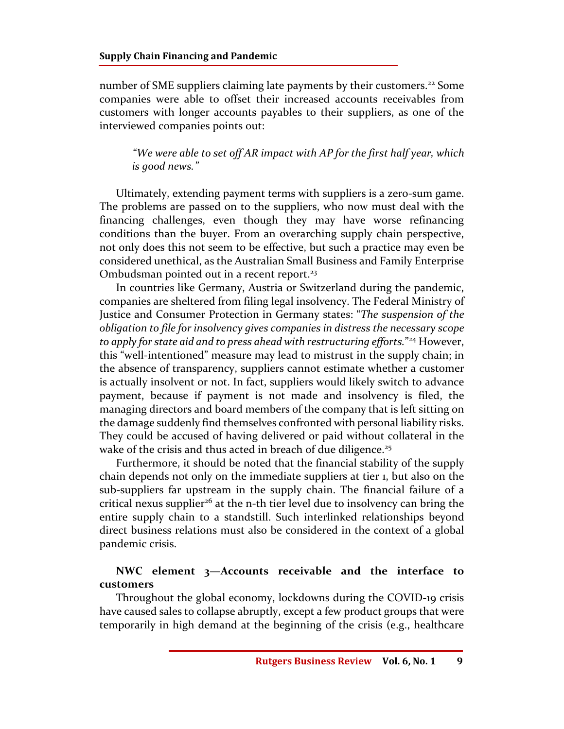number of SME suppliers claiming late payments by their customers.[22] Some companies were able to offset their increased accounts receivables from customers with longer accounts payables to their suppliers, as one of the interviewed companies points out:

> *"We were able to set off AR impact with AP for the first half year, which is good news."*

Ultimately, extending payment terms with suppliers is a zero-sum game. The problems are passed on to the suppliers, who now must deal with the financing challenges, even though they may have worse refinancing conditions than the buyer. From an overarching supply chain perspective, not only does this not seem to be effective, but such a practice may even be considered unethical, as the Australian Small Business and Family Enterprise Ombudsman pointed out in a recent report.[23]

In countries like Germany, Austria or Switzerland during the pandemic, companies are sheltered from filing legal insolvency. The Federal Ministry of Justice and Consumer Protection in Germany states: "*The suspension of the obligation to file for insolvency gives companies in distress the necessary scope to apply for state aid and to press ahead with restructuring efforts.*"[24] However, this "well-intentioned" measure may lead to mistrust in the supply chain; in the absence of transparency, suppliers cannot estimate whether a customer is actually insolvent or not. In fact, suppliers would likely switch to advance payment, because if payment is not made and insolvency is filed, the managing directors and board members of the company that is left sitting on the damage suddenly find themselves confronted with personal liability risks. They could be accused of having delivered or paid without collateral in the wake of the crisis and thus acted in breach of due diligence.[25]

Furthermore, it should be noted that the financial stability of the supply chain depends not only on the immediate suppliers at tier 1, but also on the sub-suppliers far upstream in the supply chain. The financial failure of a critical nexus supplier[26] at the n-th tier level due to insolvency can bring the entire supply chain to a standstill. Such interlinked relationships beyond direct business relations must also be considered in the context of a global pandemic crisis.

### NWC element 3—Accounts receivable and the interface to customers

Throughout the global economy, lockdowns during the COVID-19 crisis have caused sales to collapse abruptly, except a few product groups that were temporarily in high demand at the beginning of the crisis (e.g., healthcare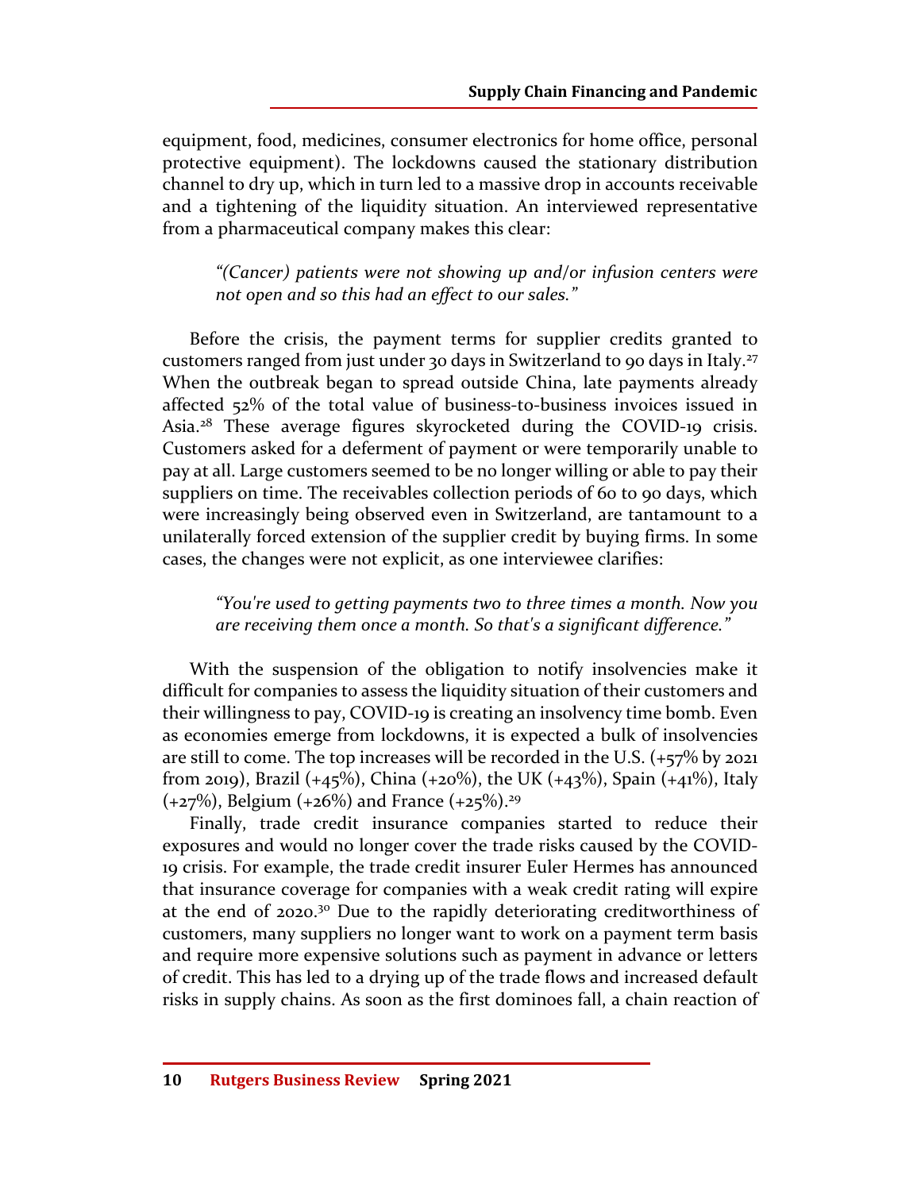equipment, food, medicines, consumer electronics for home office, personal protective equipment). The lockdowns caused the stationary distribution channel to dry up, which in turn led to a massive drop in accounts receivable and a tightening of the liquidity situation. An interviewed representative from a pharmaceutical company makes this clear:

> *"(Cancer) patients were not showing up and/or infusion centers were not open and so this had an effect to our sales."*

Before the crisis, the payment terms for supplier credits granted to customers ranged from just under 30 days in Switzerland to 90 days in Italy.[27] When the outbreak began to spread outside China, late payments already affected 52% of the total value of business-to-business invoices issued in Asia.[28] These average figures skyrocketed during the COVID-19 crisis. Customers asked for a deferment of payment or were temporarily unable to pay at all. Large customers seemed to be no longer willing or able to pay their suppliers on time. The receivables collection periods of 60 to 90 days, which were increasingly being observed even in Switzerland, are tantamount to a unilaterally forced extension of the supplier credit by buying firms. In some cases, the changes were not explicit, as one interviewee clarifies:

> *"You're used to getting payments two to three times a month. Now you are receiving them once a month. So that's a significant difference."*

With the suspension of the obligation to notify insolvencies make it difficult for companies to assess the liquidity situation of their customers and their willingness to pay, COVID-19 is creating an insolvency time bomb. Even as economies emerge from lockdowns, it is expected a bulk of insolvencies are still to come. The top increases will be recorded in the U.S. (+57% by 2021 from 2019), Brazil (+45%), China (+20%), the UK (+43%), Spain (+41%), Italy (+27%), Belgium (+26%) and France (+25%).[29]

Finally, trade credit insurance companies started to reduce their exposures and would no longer cover the trade risks caused by the COVID-19 crisis. For example, the trade credit insurer Euler Hermes has announced that insurance coverage for companies with a weak credit rating will expire at the end of 2020.[30] Due to the rapidly deteriorating creditworthiness of customers, many suppliers no longer want to work on a payment term basis and require more expensive solutions such as payment in advance or letters of credit. This has led to a drying up of the trade flows and increased default risks in supply chains. As soon as the first dominoes fall, a chain reaction of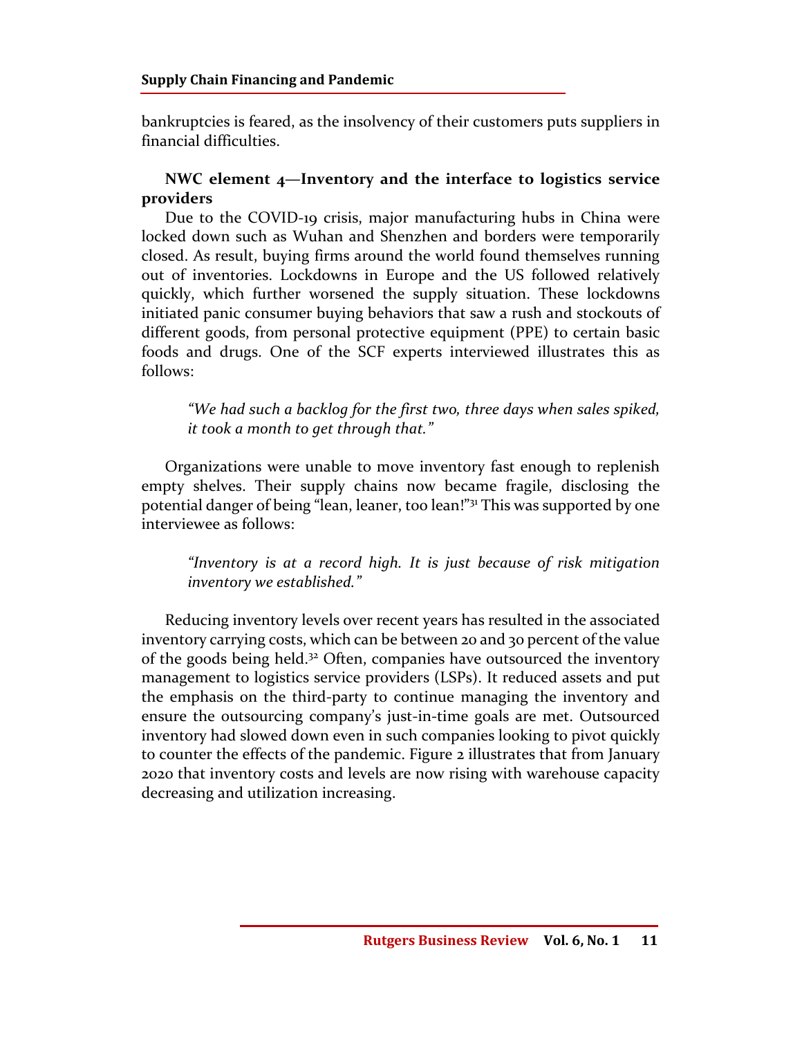bankruptcies is feared, as the insolvency of their customers puts suppliers in financial difficulties.

**NWC element 4—Inventory and the interface to logistics service providers**

Due to the COVID-19 crisis, major manufacturing hubs in China were locked down such as Wuhan and Shenzhen and borders were temporarily closed. As result, buying firms around the world found themselves running out of inventories. Lockdowns in Europe and the US followed relatively quickly, which further worsened the supply situation. These lockdowns initiated panic consumer buying behaviors that saw a rush and stockouts of different goods, from personal protective equipment (PPE) to certain basic foods and drugs. One of the SCF experts interviewed illustrates this as follows:

> *"We had such a backlog for the first two, three days when sales spiked, it took a month to get through that."*

Organizations were unable to move inventory fast enough to replenish empty shelves. Their supply chains now became fragile, disclosing the potential danger of being "lean, leaner, too lean!"[31] This was supported by one interviewee as follows:

> *"Inventory is at a record high. It is just because of risk mitigation inventory we established."*

Reducing inventory levels over recent years has resulted in the associated inventory carrying costs, which can be between 20 and 30 percent of the value of the goods being held.[32] Often, companies have outsourced the inventory management to logistics service providers (LSPs). It reduced assets and put the emphasis on the third-party to continue managing the inventory and ensure the outsourcing company's just-in-time goals are met. Outsourced inventory had slowed down even in such companies looking to pivot quickly to counter the effects of the pandemic. Figure 2 illustrates that from January 2020 that inventory costs and levels are now rising with warehouse capacity decreasing and utilization increasing.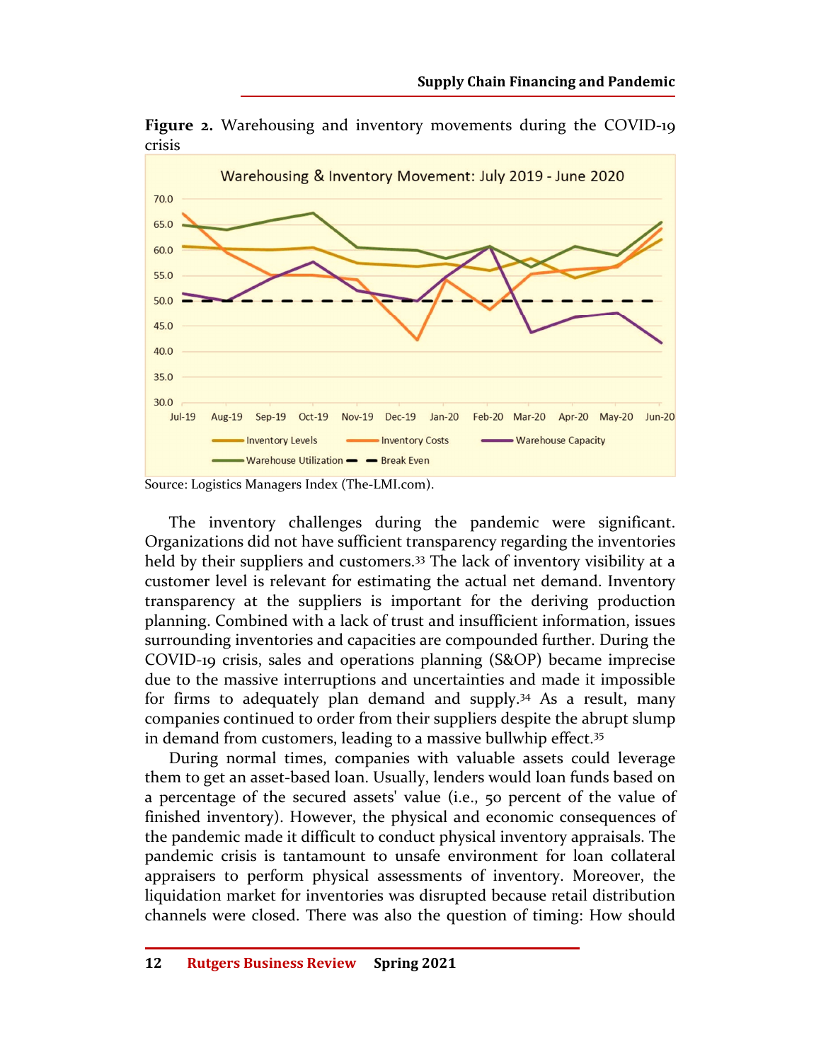**Figure 2.** Warehousing and inventory movements during the COVID-19 crisis

Source: Logistics Managers Index (The-LMI.com).

The inventory challenges during the pandemic were significant. Organizations did not have sufficient transparency regarding the inventories held by their suppliers and customers.[33] The lack of inventory visibility at a customer level is relevant for estimating the actual net demand. Inventory transparency at the suppliers is important for the deriving production planning. Combined with a lack of trust and insufficient information, issues surrounding inventories and capacities are compounded further. During the COVID-19 crisis, sales and operations planning (S&OP) became imprecise due to the massive interruptions and uncertainties and made it impossible for firms to adequately plan demand and supply.[34] As a result, many companies continued to order from their suppliers despite the abrupt slump in demand from customers, leading to a massive bullwhip effect.[35]

During normal times, companies with valuable assets could leverage them to get an asset-based loan. Usually, lenders would loan funds based on a percentage of the secured assets' value (i.e., 50 percent of the value of finished inventory). However, the physical and economic consequences of the pandemic made it difficult to conduct physical inventory appraisals. The pandemic crisis is tantamount to unsafe environment for loan collateral appraisers to perform physical assessments of inventory. Moreover, the liquidation market for inventories was disrupted because retail distribution channels were closed. There was also the question of timing: How should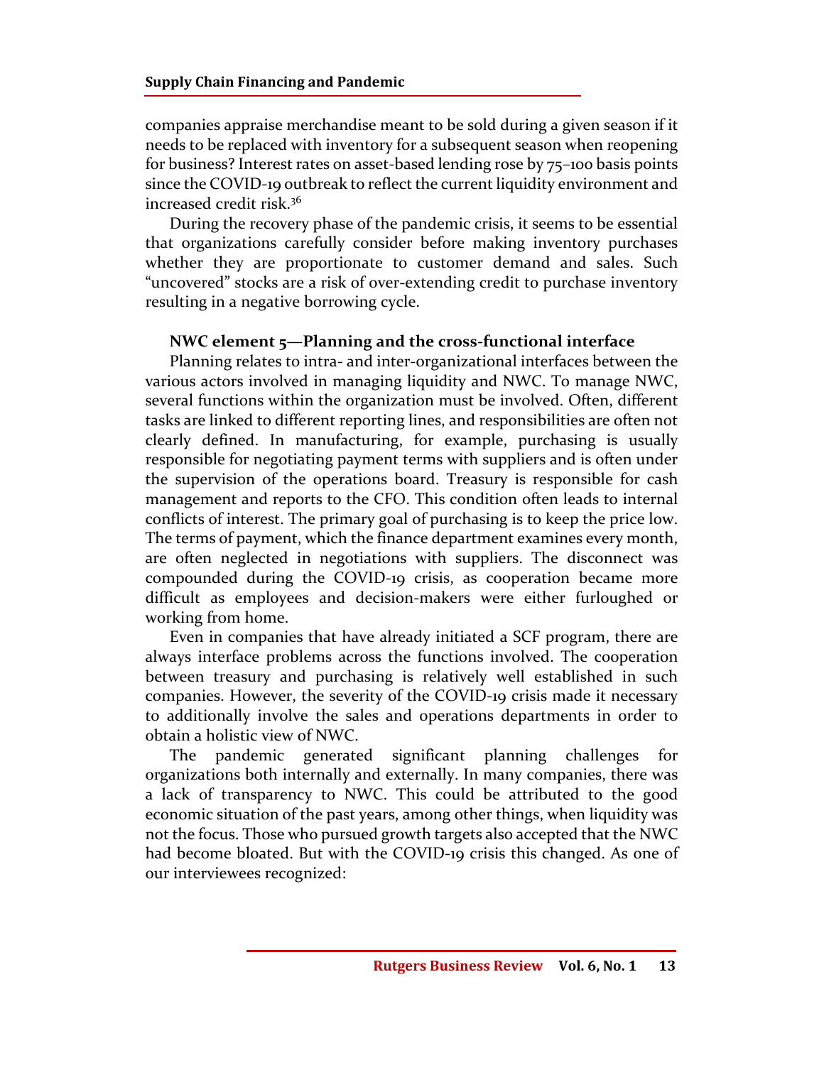companies appraise merchandise meant to be sold during a given season if it needs to be replaced with inventory for a subsequent season when reopening for business? Interest rates on asset-based lending rose by 75–100 basis points since the COVID-19 outbreak to reflect the current liquidity environment and increased credit risk.[36]

During the recovery phase of the pandemic crisis, it seems to be essential that organizations carefully consider before making inventory purchases whether they are proportionate to customer demand and sales. Such "uncovered" stocks are a risk of over-extending credit to purchase inventory resulting in a negative borrowing cycle.

**NWC element 5—Planning and the cross-functional interface**

Planning relates to intra- and inter-organizational interfaces between the various actors involved in managing liquidity and NWC. To manage NWC, several functions within the organization must be involved. Often, different tasks are linked to different reporting lines, and responsibilities are often not clearly defined. In manufacturing, for example, purchasing is usually responsible for negotiating payment terms with suppliers and is often under the supervision of the operations board. Treasury is responsible for cash management and reports to the CFO. This condition often leads to internal conflicts of interest. The primary goal of purchasing is to keep the price low. The terms of payment, which the finance department examines every month, are often neglected in negotiations with suppliers. The disconnect was compounded during the COVID-19 crisis, as cooperation became more difficult as employees and decision-makers were either furloughed or working from home.

Even in companies that have already initiated a SCF program, there are always interface problems across the functions involved. The cooperation between treasury and purchasing is relatively well established in such companies. However, the severity of the COVID-19 crisis made it necessary to additionally involve the sales and operations departments in order to obtain a holistic view of NWC.

The pandemic generated significant planning challenges for organizations both internally and externally. In many companies, there was a lack of transparency to NWC. This could be attributed to the good economic situation of the past years, among other things, when liquidity was not the focus. Those who pursued growth targets also accepted that the NWC had become bloated. But with the COVID-19 crisis this changed. As one of our interviewees recognized: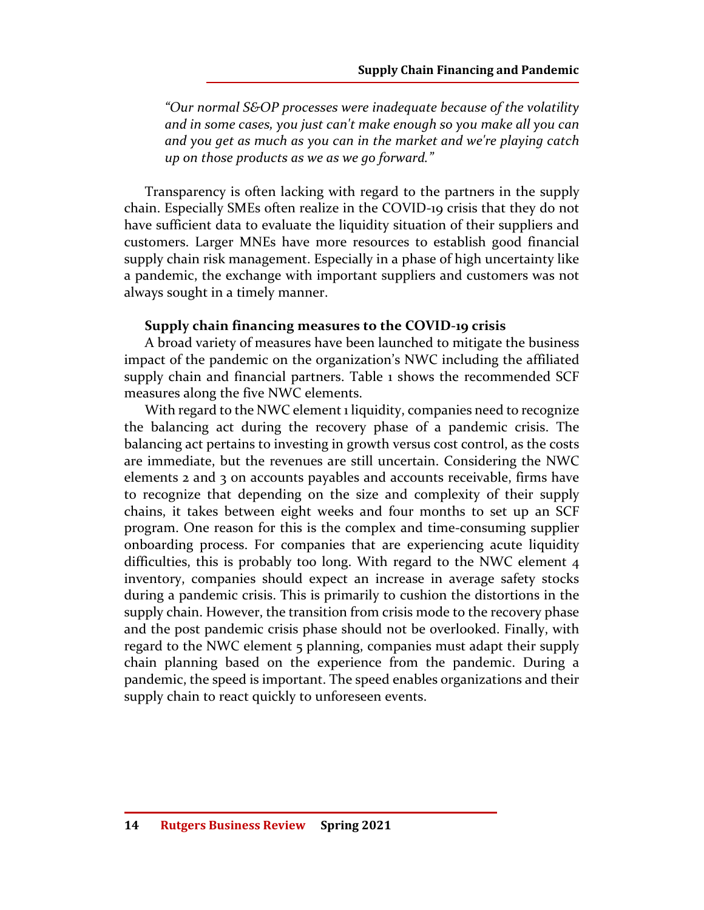*"Our normal S&OP processes were inadequate because of the volatility and in some cases, you just can't make enough so you make all you can and you get as much as you can in the market and we're playing catch up on those products as we as we go forward."*

Transparency is often lacking with regard to the partners in the supply chain. Especially SMEs often realize in the COVID-19 crisis that they do not have sufficient data to evaluate the liquidity situation of their suppliers and customers. Larger MNEs have more resources to establish good financial supply chain risk management. Especially in a phase of high uncertainty like a pandemic, the exchange with important suppliers and customers was not always sought in a timely manner.

**Supply chain financing measures to the COVID-19 crisis**

A broad variety of measures have been launched to mitigate the business impact of the pandemic on the organization's NWC including the affiliated supply chain and financial partners. Table 1 shows the recommended SCF measures along the five NWC elements.

With regard to the NWC element 1 liquidity, companies need to recognize the balancing act during the recovery phase of a pandemic crisis. The balancing act pertains to investing in growth versus cost control, as the costs are immediate, but the revenues are still uncertain. Considering the NWC elements 2 and 3 on accounts payables and accounts receivable, firms have to recognize that depending on the size and complexity of their supply chains, it takes between eight weeks and four months to set up an SCF program. One reason for this is the complex and time-consuming supplier onboarding process. For companies that are experiencing acute liquidity difficulties, this is probably too long. With regard to the NWC element 4 inventory, companies should expect an increase in average safety stocks during a pandemic crisis. This is primarily to cushion the distortions in the supply chain. However, the transition from crisis mode to the recovery phase and the post pandemic crisis phase should not be overlooked. Finally, with regard to the NWC element 5 planning, companies must adapt their supply chain planning based on the experience from the pandemic. During a pandemic, the speed is important. The speed enables organizations and their supply chain to react quickly to unforeseen events.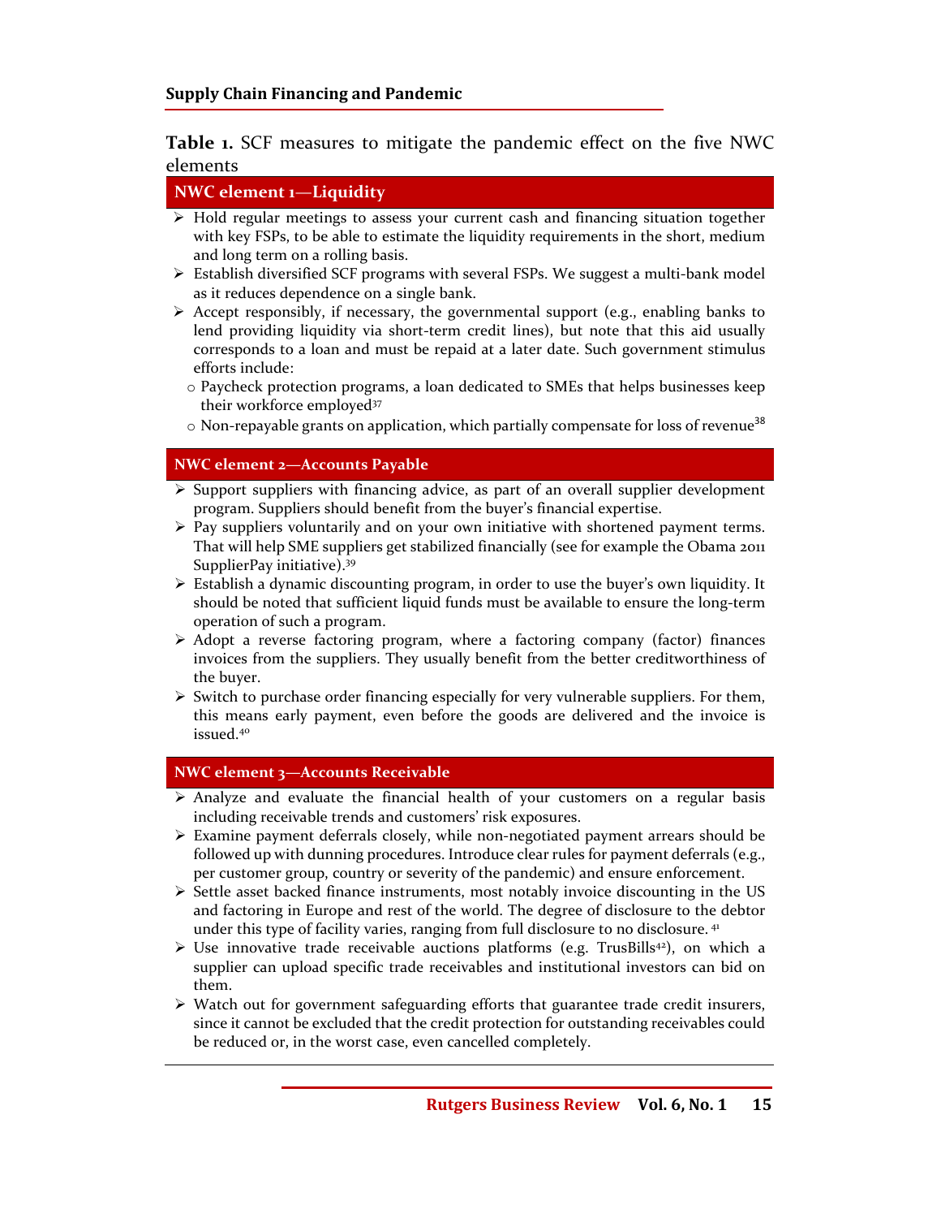**Table 1.** SCF measures to mitigate the pandemic effect on the five NWC elements

### NWC element 1—Liquidity

- Hold regular meetings to assess your current cash and financing situation together with key FSPs, to be able to estimate the liquidity requirements in the short, medium and long term on a rolling basis.
- Establish diversified SCF programs with several FSPs. We suggest a multi-bank model as it reduces dependence on a single bank.
- Accept responsibly, if necessary, the governmental support (e.g., enabling banks to lend providing liquidity via short-term credit lines), but note that this aid usually corresponds to a loan and must be repaid at a later date. Such government stimulus efforts include:
  - Paycheck protection programs, a loan dedicated to SMEs that helps businesses keep their workforce employed[37]
  - Non-repayable grants on application, which partially compensate for loss of revenue[38]

### NWC element 2—Accounts Payable

- Support suppliers with financing advice, as part of an overall supplier development program. Suppliers should benefit from the buyer's financial expertise.
- Pay suppliers voluntarily and on your own initiative with shortened payment terms. That will help SME suppliers get stabilized financially (see for example the Obama 2011 SupplierPay initiative).[39]
- Establish a dynamic discounting program, in order to use the buyer's own liquidity. It should be noted that sufficient liquid funds must be available to ensure the long-term operation of such a program.
- Adopt a reverse factoring program, where a factoring company (factor) finances invoices from the suppliers. They usually benefit from the better creditworthiness of the buyer.
- Switch to purchase order financing especially for very vulnerable suppliers. For them, this means early payment, even before the goods are delivered and the invoice is issued.[40]

### NWC element 3—Accounts Receivable

- Analyze and evaluate the financial health of your customers on a regular basis including receivable trends and customers' risk exposures.
- Examine payment deferrals closely, while non-negotiated payment arrears should be followed up with dunning procedures. Introduce clear rules for payment deferrals (e.g., per customer group, country or severity of the pandemic) and ensure enforcement.
- Settle asset backed finance instruments, most notably invoice discounting in the US and factoring in Europe and rest of the world. The degree of disclosure to the debtor under this type of facility varies, ranging from full disclosure to no disclosure.[41]
- Use innovative trade receivable auctions platforms (e.g. TrusBills[42]), on which a supplier can upload specific trade receivables and institutional investors can bid on them.
- Watch out for government safeguarding efforts that guarantee trade credit insurers, since it cannot be excluded that the credit protection for outstanding receivables could be reduced or, in the worst case, even cancelled completely.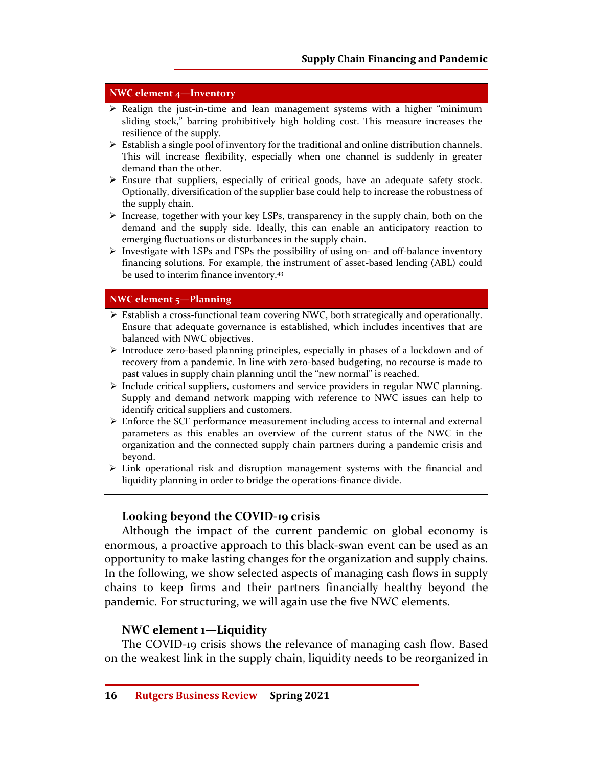**NWC element 4—Inventory**

- Realign the just-in-time and lean management systems with a higher "minimum sliding stock," barring prohibitively high holding cost. This measure increases the resilience of the supply.
- Establish a single pool of inventory for the traditional and online distribution channels. This will increase flexibility, especially when one channel is suddenly in greater demand than the other.
- Ensure that suppliers, especially of critical goods, have an adequate safety stock. Optionally, diversification of the supplier base could help to increase the robustness of the supply chain.
- Increase, together with your key LSPs, transparency in the supply chain, both on the demand and the supply side. Ideally, this can enable an anticipatory reaction to emerging fluctuations or disturbances in the supply chain.
- Investigate with LSPs and FSPs the possibility of using on- and off-balance inventory financing solutions. For example, the instrument of asset-based lending (ABL) could be used to interim finance inventory.[43]

**NWC element 5—Planning**

- Establish a cross-functional team covering NWC, both strategically and operationally. Ensure that adequate governance is established, which includes incentives that are balanced with NWC objectives.
- Introduce zero-based planning principles, especially in phases of a lockdown and of recovery from a pandemic. In line with zero-based budgeting, no recourse is made to past values in supply chain planning until the "new normal" is reached.
- Include critical suppliers, customers and service providers in regular NWC planning. Supply and demand network mapping with reference to NWC issues can help to identify critical suppliers and customers.
- Enforce the SCF performance measurement including access to internal and external parameters as this enables an overview of the current status of the NWC in the organization and the connected supply chain partners during a pandemic crisis and beyond.
- Link operational risk and disruption management systems with the financial and liquidity planning in order to bridge the operations-finance divide.

## Looking beyond the COVID-19 crisis

Although the impact of the current pandemic on global economy is enormous, a proactive approach to this black-swan event can be used as an opportunity to make lasting changes for the organization and supply chains. In the following, we show selected aspects of managing cash flows in supply chains to keep firms and their partners financially healthy beyond the pandemic. For structuring, we will again use the five NWC elements.

### NWC element 1—Liquidity

The COVID-19 crisis shows the relevance of managing cash flow. Based on the weakest link in the supply chain, liquidity needs to be reorganized in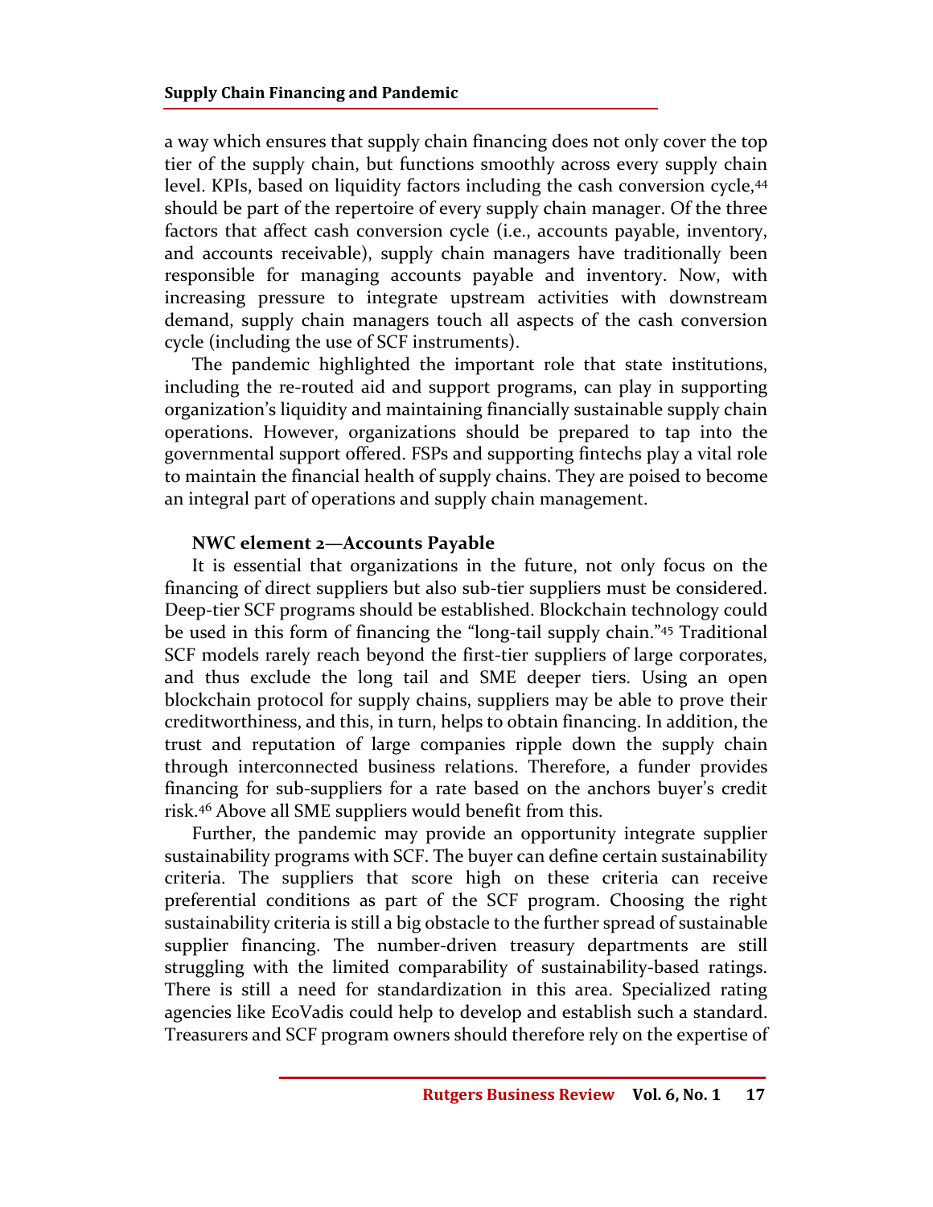a way which ensures that supply chain financing does not only cover the top tier of the supply chain, but functions smoothly across every supply chain level. KPIs, based on liquidity factors including the cash conversion cycle,[44] should be part of the repertoire of every supply chain manager. Of the three factors that affect cash conversion cycle (i.e., accounts payable, inventory, and accounts receivable), supply chain managers have traditionally been responsible for managing accounts payable and inventory. Now, with increasing pressure to integrate upstream activities with downstream demand, supply chain managers touch all aspects of the cash conversion cycle (including the use of SCF instruments).

The pandemic highlighted the important role that state institutions, including the re-routed aid and support programs, can play in supporting organization's liquidity and maintaining financially sustainable supply chain operations. However, organizations should be prepared to tap into the governmental support offered. FSPs and supporting fintechs play a vital role to maintain the financial health of supply chains. They are poised to become an integral part of operations and supply chain management.

### NWC element 2—Accounts Payable

It is essential that organizations in the future, not only focus on the financing of direct suppliers but also sub-tier suppliers must be considered. Deep-tier SCF programs should be established. Blockchain technology could be used in this form of financing the "long-tail supply chain."[45] Traditional SCF models rarely reach beyond the first-tier suppliers of large corporates, and thus exclude the long tail and SME deeper tiers. Using an open blockchain protocol for supply chains, suppliers may be able to prove their creditworthiness, and this, in turn, helps to obtain financing. In addition, the trust and reputation of large companies ripple down the supply chain through interconnected business relations. Therefore, a funder provides financing for sub-suppliers for a rate based on the anchors buyer's credit risk.[46] Above all SME suppliers would benefit from this.

Further, the pandemic may provide an opportunity integrate supplier sustainability programs with SCF. The buyer can define certain sustainability criteria. The suppliers that score high on these criteria can receive preferential conditions as part of the SCF program. Choosing the right sustainability criteria is still a big obstacle to the further spread of sustainable supplier financing. The number-driven treasury departments are still struggling with the limited comparability of sustainability-based ratings. There is still a need for standardization in this area. Specialized rating agencies like EcoVadis could help to develop and establish such a standard. Treasurers and SCF program owners should therefore rely on the expertise of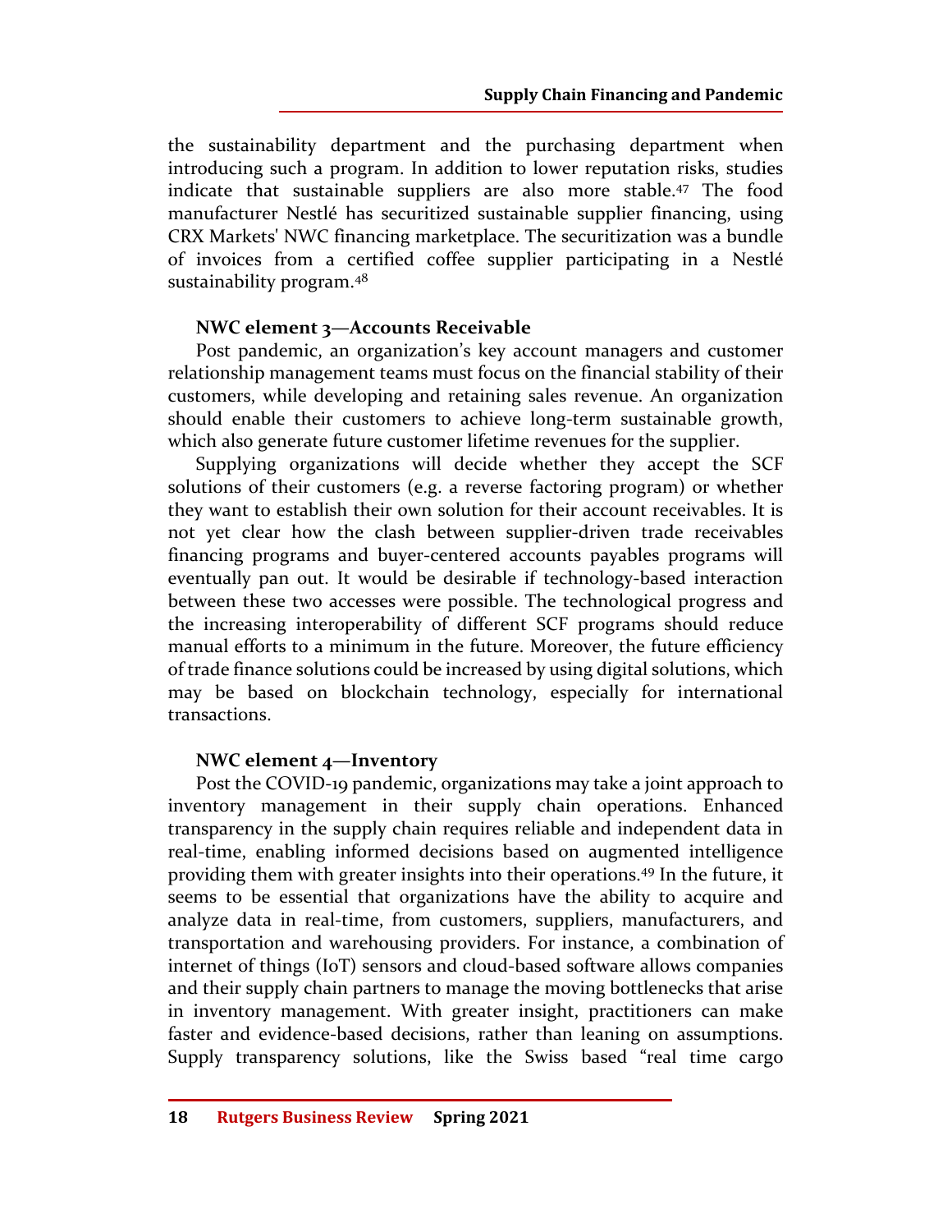the sustainability department and the purchasing department when introducing such a program. In addition to lower reputation risks, studies indicate that sustainable suppliers are also more stable.[47] The food manufacturer Nestlé has securitized sustainable supplier financing, using CRX Markets' NWC financing marketplace. The securitization was a bundle of invoices from a certified coffee supplier participating in a Nestlé sustainability program.[48]

### NWC element 3—Accounts Receivable

Post pandemic, an organization's key account managers and customer relationship management teams must focus on the financial stability of their customers, while developing and retaining sales revenue. An organization should enable their customers to achieve long-term sustainable growth, which also generate future customer lifetime revenues for the supplier.

Supplying organizations will decide whether they accept the SCF solutions of their customers (e.g. a reverse factoring program) or whether they want to establish their own solution for their account receivables. It is not yet clear how the clash between supplier-driven trade receivables financing programs and buyer-centered accounts payables programs will eventually pan out. It would be desirable if technology-based interaction between these two accesses were possible. The technological progress and the increasing interoperability of different SCF programs should reduce manual efforts to a minimum in the future. Moreover, the future efficiency of trade finance solutions could be increased by using digital solutions, which may be based on blockchain technology, especially for international transactions.

### NWC element 4—Inventory

Post the COVID-19 pandemic, organizations may take a joint approach to inventory management in their supply chain operations. Enhanced transparency in the supply chain requires reliable and independent data in real-time, enabling informed decisions based on augmented intelligence providing them with greater insights into their operations.[49] In the future, it seems to be essential that organizations have the ability to acquire and analyze data in real-time, from customers, suppliers, manufacturers, and transportation and warehousing providers. For instance, a combination of internet of things (IoT) sensors and cloud-based software allows companies and their supply chain partners to manage the moving bottlenecks that arise in inventory management. With greater insight, practitioners can make faster and evidence-based decisions, rather than leaning on assumptions. Supply transparency solutions, like the Swiss based "real time cargo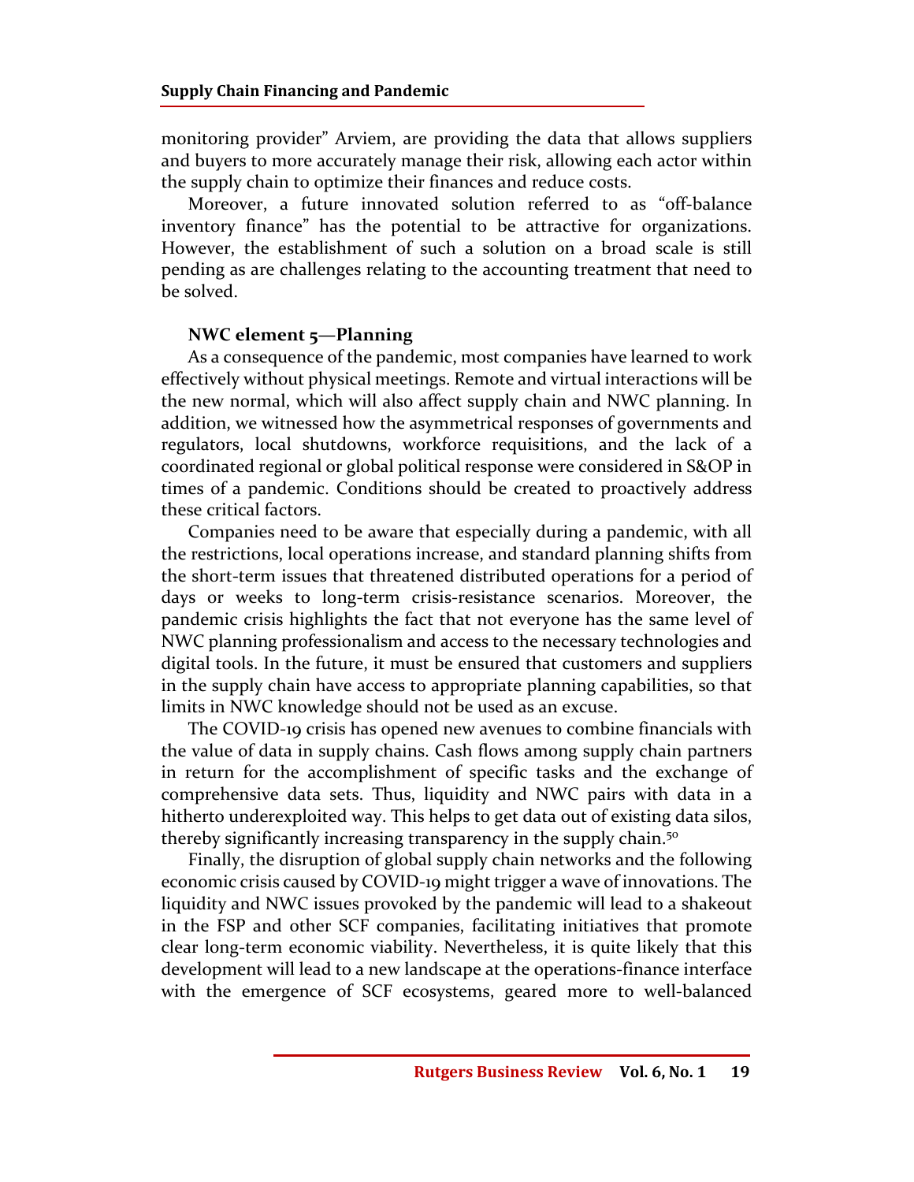monitoring provider" Arviem, are providing the data that allows suppliers and buyers to more accurately manage their risk, allowing each actor within the supply chain to optimize their finances and reduce costs.

Moreover, a future innovated solution referred to as "off-balance inventory finance" has the potential to be attractive for organizations. However, the establishment of such a solution on a broad scale is still pending as are challenges relating to the accounting treatment that need to be solved.

**NWC element 5—Planning**

As a consequence of the pandemic, most companies have learned to work effectively without physical meetings. Remote and virtual interactions will be the new normal, which will also affect supply chain and NWC planning. In addition, we witnessed how the asymmetrical responses of governments and regulators, local shutdowns, workforce requisitions, and the lack of a coordinated regional or global political response were considered in S&OP in times of a pandemic. Conditions should be created to proactively address these critical factors.

Companies need to be aware that especially during a pandemic, with all the restrictions, local operations increase, and standard planning shifts from the short-term issues that threatened distributed operations for a period of days or weeks to long-term crisis-resistance scenarios. Moreover, the pandemic crisis highlights the fact that not everyone has the same level of NWC planning professionalism and access to the necessary technologies and digital tools. In the future, it must be ensured that customers and suppliers in the supply chain have access to appropriate planning capabilities, so that limits in NWC knowledge should not be used as an excuse.

The COVID-19 crisis has opened new avenues to combine financials with the value of data in supply chains. Cash flows among supply chain partners in return for the accomplishment of specific tasks and the exchange of comprehensive data sets. Thus, liquidity and NWC pairs with data in a hitherto underexploited way. This helps to get data out of existing data silos, thereby significantly increasing transparency in the supply chain.[50]

Finally, the disruption of global supply chain networks and the following economic crisis caused by COVID-19 might trigger a wave of innovations. The liquidity and NWC issues provoked by the pandemic will lead to a shakeout in the FSP and other SCF companies, facilitating initiatives that promote clear long-term economic viability. Nevertheless, it is quite likely that this development will lead to a new landscape at the operations-finance interface with the emergence of SCF ecosystems, geared more to well-balanced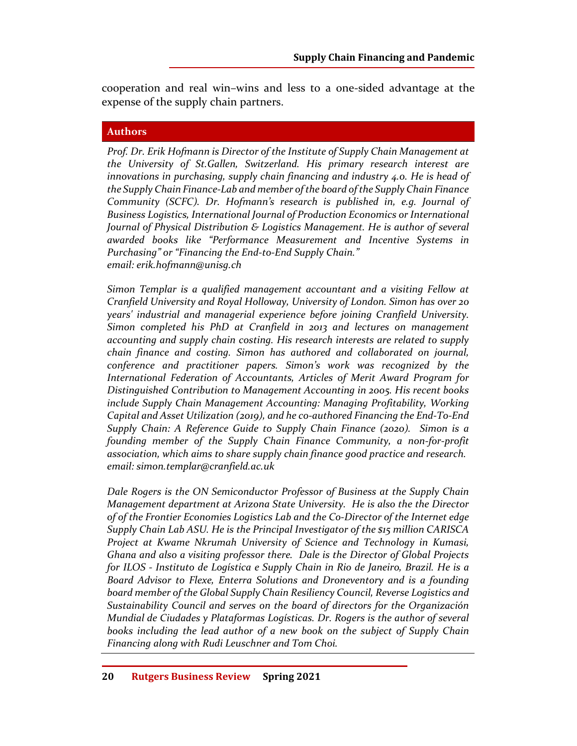cooperation and real win–wins and less to a one-sided advantage at the expense of the supply chain partners.

## Authors

*Prof. Dr. Erik Hofmann is Director of the Institute of Supply Chain Management at the University of St.Gallen, Switzerland. His primary research interest are innovations in purchasing, supply chain financing and industry 4.0. He is head of the Supply Chain Finance-Lab and member of the board of the Supply Chain Finance Community (SCFC). Dr. Hofmann's research is published in, e.g. Journal of Business Logistics, International Journal of Production Economics or International Journal of Physical Distribution & Logistics Management. He is author of several awarded books like "Performance Measurement and Incentive Systems in Purchasing" or "Financing the End-to-End Supply Chain."*
*email: erik.hofmann@unisg.ch*

*Simon Templar is a qualified management accountant and a visiting Fellow at Cranfield University and Royal Holloway, University of London. Simon has over 20 years' industrial and managerial experience before joining Cranfield University. Simon completed his PhD at Cranfield in 2013 and lectures on management accounting and supply chain costing. His research interests are related to supply chain finance and costing. Simon has authored and collaborated on journal, conference and practitioner papers. Simon's work was recognized by the International Federation of Accountants, Articles of Merit Award Program for Distinguished Contribution to Management Accounting in 2005. His recent books include Supply Chain Management Accounting: Managing Profitability, Working Capital and Asset Utilization (2019), and he co-authored Financing the End-To-End Supply Chain: A Reference Guide to Supply Chain Finance (2020). Simon is a founding member of the Supply Chain Finance Community, a non-for-profit association, which aims to share supply chain finance good practice and research.*
*email: simon.templar@cranfield.ac.uk*

*Dale Rogers is the ON Semiconductor Professor of Business at the Supply Chain Management department at Arizona State University. He is also the the Director of of the Frontier Economies Logistics Lab and the Co-Director of the Internet edge Supply Chain Lab ASU. He is the Principal Investigator of the $15 million CARISCA Project at Kwame Nkrumah University of Science and Technology in Kumasi, Ghana and also a visiting professor there. Dale is the Director of Global Projects for ILOS - Instituto de Logística e Supply Chain in Rio de Janeiro, Brazil. He is a Board Advisor to Flexe, Enterra Solutions and Droneventory and is a founding board member of the Global Supply Chain Resiliency Council, Reverse Logistics and Sustainability Council and serves on the board of directors for the Organización Mundial de Ciudades y Plataformas Logísticas. Dr. Rogers is the author of several books including the lead author of a new book on the subject of Supply Chain Financing along with Rudi Leuschner and Tom Choi.*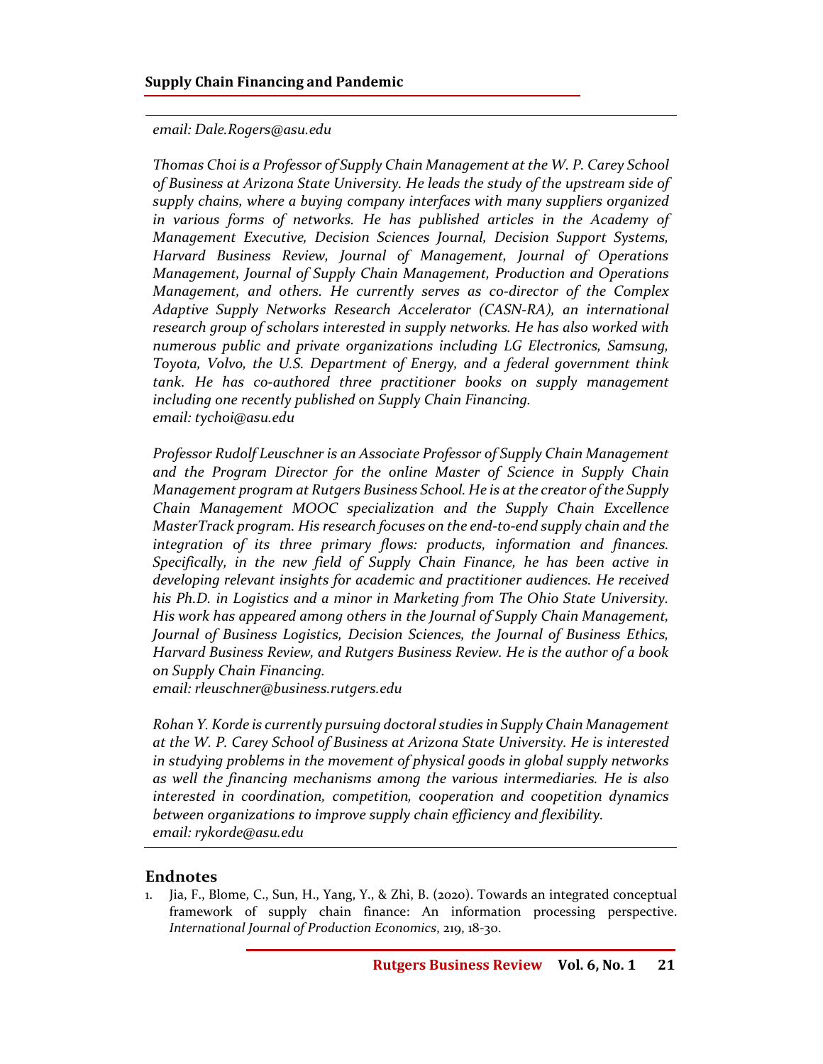*email: Dale.Rogers@asu.edu*

*Thomas Choi is a Professor of Supply Chain Management at the W. P. Carey School of Business at Arizona State University. He leads the study of the upstream side of supply chains, where a buying company interfaces with many suppliers organized in various forms of networks. He has published articles in the Academy of Management Executive, Decision Sciences Journal, Decision Support Systems, Harvard Business Review, Journal of Management, Journal of Operations Management, Journal of Supply Chain Management, Production and Operations Management, and others. He currently serves as co-director of the Complex Adaptive Supply Networks Research Accelerator (CASN-RA), an international research group of scholars interested in supply networks. He has also worked with numerous public and private organizations including LG Electronics, Samsung, Toyota, Volvo, the U.S. Department of Energy, and a federal government think tank. He has co-authored three practitioner books on supply management including one recently published on Supply Chain Financing.*
*email: tychoi@asu.edu*

*Professor Rudolf Leuschner is an Associate Professor of Supply Chain Management and the Program Director for the online Master of Science in Supply Chain Management program at Rutgers Business School. He is at the creator of the Supply Chain Management MOOC specialization and the Supply Chain Excellence MasterTrack program. His research focuses on the end-to-end supply chain and the integration of its three primary flows: products, information and finances. Specifically, in the new field of Supply Chain Finance, he has been active in developing relevant insights for academic and practitioner audiences. He received his Ph.D. in Logistics and a minor in Marketing from The Ohio State University. His work has appeared among others in the Journal of Supply Chain Management, Journal of Business Logistics, Decision Sciences, the Journal of Business Ethics, Harvard Business Review, and Rutgers Business Review. He is the author of a book on Supply Chain Financing.*
*email: rleuschner@business.rutgers.edu*

*Rohan Y. Korde is currently pursuing doctoral studies in Supply Chain Management at the W. P. Carey School of Business at Arizona State University. He is interested in studying problems in the movement of physical goods in global supply networks as well the financing mechanisms among the various intermediaries. He is also interested in coordination, competition, cooperation and coopetition dynamics between organizations to improve supply chain efficiency and flexibility.*
*email: rykorde@asu.edu*

## Endnotes

1. Jia, F., Blome, C., Sun, H., Yang, Y., & Zhi, B. (2020). Towards an integrated conceptual framework of supply chain finance: An information processing perspective. *International Journal of Production Economics*, 219, 18-30.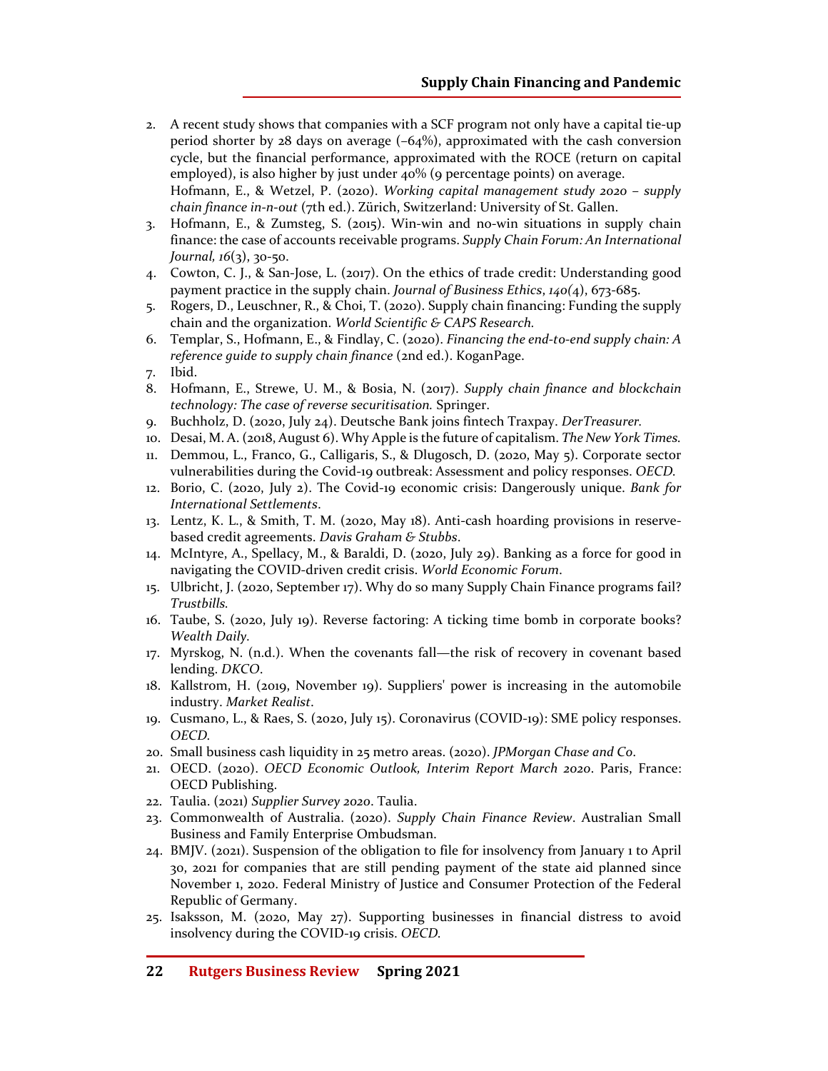2. A recent study shows that companies with a SCF program not only have a capital tie-up period shorter by 28 days on average (–64%), approximated with the cash conversion cycle, but the financial performance, approximated with the ROCE (return on capital employed), is also higher by just under 40% (9 percentage points) on average. Hofmann, E., & Wetzel, P. (2020). *Working capital management study 2020 – supply chain finance in-n-out* (7th ed.). Zürich, Switzerland: University of St. Gallen.
3. Hofmann, E., & Zumsteg, S. (2015). Win-win and no-win situations in supply chain finance: the case of accounts receivable programs. *Supply Chain Forum: An International Journal, 16*(3), 30-50.
4. Cowton, C. J., & San-Jose, L. (2017). On the ethics of trade credit: Understanding good payment practice in the supply chain. *Journal of Business Ethics*, *140(4*), 673-685.
5. Rogers, D., Leuschner, R., & Choi, T. (2020). Supply chain financing: Funding the supply chain and the organization. *World Scientific & CAPS Research.*
6. Templar, S., Hofmann, E., & Findlay, C. (2020). *Financing the end-to-end supply chain: A reference guide to supply chain finance* (2nd ed.). KoganPage.
7. Ibid.
8. Hofmann, E., Strewe, U. M., & Bosia, N. (2017). *Supply chain finance and blockchain technology: The case of reverse securitisation.* Springer.
9. Buchholz, D. (2020, July 24). Deutsche Bank joins fintech Traxpay. *DerTreasurer.*
10. Desai, M. A. (2018, August 6). Why Apple is the future of capitalism. *The New York Times.*
11. Demmou, L., Franco, G., Calligaris, S., & Dlugosch, D. (2020, May 5). Corporate sector vulnerabilities during the Covid-19 outbreak: Assessment and policy responses. *OECD.*
12. Borio, C. (2020, July 2). The Covid-19 economic crisis: Dangerously unique. *Bank for International Settlements*.
13. Lentz, K. L., & Smith, T. M. (2020, May 18). Anti-cash hoarding provisions in reserve-based credit agreements. *Davis Graham & Stubbs*.
14. McIntyre, A., Spellacy, M., & Baraldi, D. (2020, July 29). Banking as a force for good in navigating the COVID-driven credit crisis. *World Economic Forum*.
15. Ulbricht, J. (2020, September 17). Why do so many Supply Chain Finance programs fail? *Trustbills.*
16. Taube, S. (2020, July 19). Reverse factoring: A ticking time bomb in corporate books? *Wealth Daily.*
17. Myrskog, N. (n.d.). When the covenants fall—the risk of recovery in covenant based lending. *DKCO*.
18. Kallstrom, H. (2019, November 19). Suppliers' power is increasing in the automobile industry. *Market Realist*.
19. Cusmano, L., & Raes, S. (2020, July 15). Coronavirus (COVID-19): SME policy responses. *OECD.*
20. Small business cash liquidity in 25 metro areas. (2020). *JPMorgan Chase and Co*.
21. OECD. (2020). *OECD Economic Outlook, Interim Report March 2020*. Paris, France: OECD Publishing.
22. Taulia. (2021) *Supplier Survey 2020*. Taulia.
23. Commonwealth of Australia. (2020). *Supply Chain Finance Review*. Australian Small Business and Family Enterprise Ombudsman.
24. BMJV. (2021). Suspension of the obligation to file for insolvency from January 1 to April 30, 2021 for companies that are still pending payment of the state aid planned since November 1, 2020. Federal Ministry of Justice and Consumer Protection of the Federal Republic of Germany.
25. Isaksson, M. (2020, May 27). Supporting businesses in financial distress to avoid insolvency during the COVID-19 crisis. *OECD.*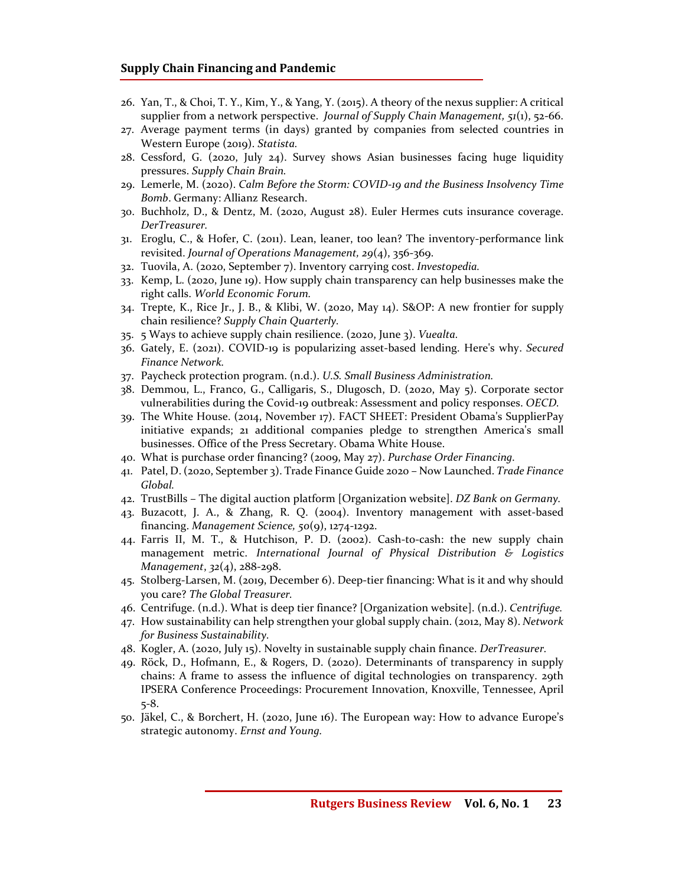26. Yan, T., & Choi, T. Y., Kim, Y., & Yang, Y. (2015). A theory of the nexus supplier: A critical supplier from a network perspective. *Journal of Supply Chain Management, 51*(1), 52-66.
27. Average payment terms (in days) granted by companies from selected countries in Western Europe (2019). *Statista.*
28. Cessford, G. (2020, July 24). Survey shows Asian businesses facing huge liquidity pressures. *Supply Chain Brain.*
29. Lemerle, M. (2020). *Calm Before the Storm: COVID-19 and the Business Insolvency Time Bomb*. Germany: Allianz Research.
30. Buchholz, D., & Dentz, M. (2020, August 28). Euler Hermes cuts insurance coverage. *DerTreasurer.*
31. Eroglu, C., & Hofer, C. (2011). Lean, leaner, too lean? The inventory-performance link revisited. *Journal of Operations Management, 29*(4), 356-369.
32. Tuovila, A. (2020, September 7). Inventory carrying cost. *Investopedia.*
33. Kemp, L. (2020, June 19). How supply chain transparency can help businesses make the right calls. *World Economic Forum.*
34. Trepte, K., Rice Jr., J. B., & Klibi, W. (2020, May 14). S&OP: A new frontier for supply chain resilience? *Supply Chain Quarterly.*
35. 5 Ways to achieve supply chain resilience. (2020, June 3). *Vuealta.*
36. Gately, E. (2021). COVID-19 is popularizing asset-based lending. Here's why. *Secured Finance Network.*
37. Paycheck protection program. (n.d.). *U.S. Small Business Administration.*
38. Demmou, L., Franco, G., Calligaris, S., Dlugosch, D. (2020, May 5). Corporate sector vulnerabilities during the Covid-19 outbreak: Assessment and policy responses. *OECD.*
39. The White House. (2014, November 17). FACT SHEET: President Obama's SupplierPay initiative expands; 21 additional companies pledge to strengthen America's small businesses. Office of the Press Secretary. Obama White House.
40. What is purchase order financing? (2009, May 27). *Purchase Order Financing.*
41. Patel, D. (2020, September 3). Trade Finance Guide 2020 – Now Launched. *Trade Finance Global.*
42. TrustBills – The digital auction platform [Organization website]. *DZ Bank on Germany.*
43. Buzacott, J. A., & Zhang, R. Q. (2004). Inventory management with asset-based financing. *Management Science, 50*(9), 1274-1292.
44. Farris II, M. T., & Hutchison, P. D. (2002). Cash-to-cash: the new supply chain management metric. *International Journal of Physical Distribution & Logistics Management*, *32*(4), 288-298.
45. Stolberg-Larsen, M. (2019, December 6). Deep-tier financing: What is it and why should you care? *The Global Treasurer.*
46. Centrifuge. (n.d.). What is deep tier finance? [Organization website]. (n.d.). *Centrifuge.*
47. How sustainability can help strengthen your global supply chain. (2012, May 8). *Network for Business Sustainability.*
48. Kogler, A. (2020, July 15). Novelty in sustainable supply chain finance. *DerTreasurer.*
49. Röck, D., Hofmann, E., & Rogers, D. (2020). Determinants of transparency in supply chains: A frame to assess the influence of digital technologies on transparency. 29th IPSERA Conference Proceedings: Procurement Innovation, Knoxville, Tennessee, April 5-8.
50. Jäkel, C., & Borchert, H. (2020, June 16). The European way: How to advance Europe's strategic autonomy. *Ernst and Young.*